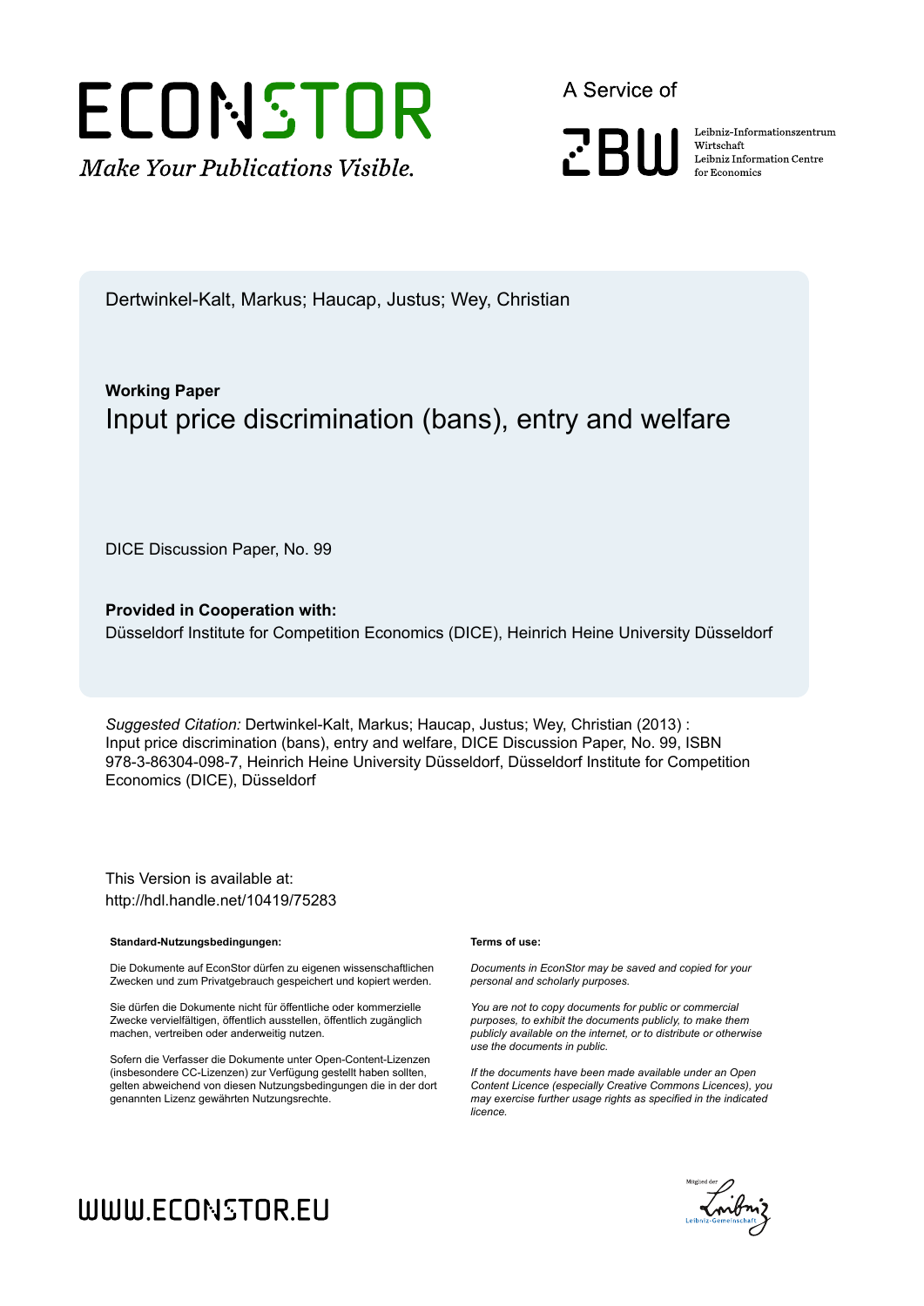ECONSTOR

*Make Your Publications Visible.*

A Service of

ZBW

Leibniz-Informationszentrum Wirtschaft
Leibniz Information Centre for Economics

Dertwinkel-Kalt, Markus; Haucap, Justus; Wey, Christian

**Working Paper**

# Input price discrimination (bans), entry and welfare

DICE Discussion Paper, No. 99

**Provided in Cooperation with:**
Düsseldorf Institute for Competition Economics (DICE), Heinrich Heine University Düsseldorf

*Suggested Citation:* Dertwinkel-Kalt, Markus; Haucap, Justus; Wey, Christian (2013) : Input price discrimination (bans), entry and welfare, DICE Discussion Paper, No. 99, ISBN 978-3-86304-098-7, Heinrich Heine University Düsseldorf, Düsseldorf Institute for Competition Economics (DICE), Düsseldorf

This Version is available at:
http://hdl.handle.net/10419/75283

**Standard-Nutzungsbedingungen:**

Die Dokumente auf EconStor dürfen zu eigenen wissenschaftlichen Zwecken und zum Privatgebrauch gespeichert und kopiert werden.

Sie dürfen die Dokumente nicht für öffentliche oder kommerzielle Zwecke vervielfältigen, öffentlich ausstellen, öffentlich zugänglich machen, vertreiben oder anderweitig nutzen.

Sofern die Verfasser die Dokumente unter Open-Content-Lizenzen (insbesondere CC-Lizenzen) zur Verfügung gestellt haben sollten, gelten abweichend von diesen Nutzungsbedingungen die in der dort genannten Lizenz gewährten Nutzungsrechte.

**Terms of use:**

*Documents in EconStor may be saved and copied for your personal and scholarly purposes.*

*You are not to copy documents for public or commercial purposes, to exhibit the documents publicly, to make them publicly available on the internet, or to distribute or otherwise use the documents in public.*

*If the documents have been made available under an Open Content Licence (especially Creative Commons Licences), you may exercise further usage rights as specified in the indicated licence.*

WWW.ECONSTOR.EU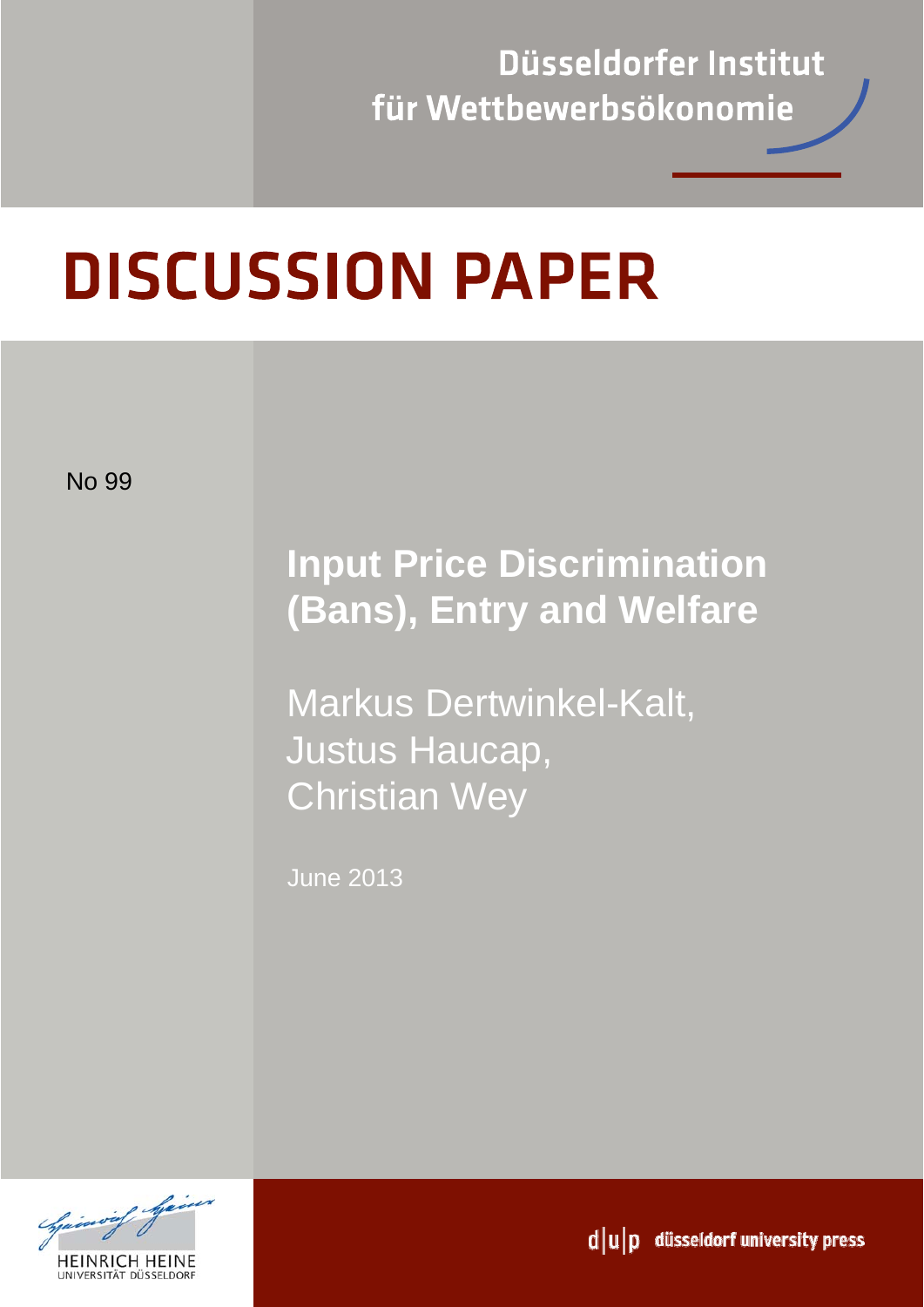Düsseldorfer Institut für Wettbewerbsökonomie

# DISCUSSION PAPER

No 99

## Input Price Discrimination (Bans), Entry and Welfare

Markus Dertwinkel-Kalt,
Justus Haucap,
Christian Wey

June 2013

HEINRICH HEINE UNIVERSITÄT DÜSSELDORF

d|u|p düsseldorf university press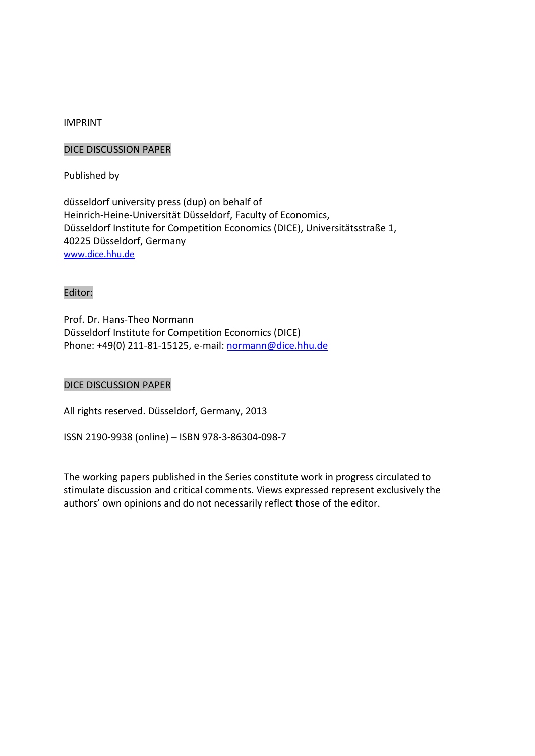IMPRINT

DICE DISCUSSION PAPER

Published by

düsseldorf university press (dup) on behalf of
Heinrich‐Heine‐Universität Düsseldorf, Faculty of Economics,
Düsseldorf Institute for Competition Economics (DICE), Universitätsstraße 1,
40225 Düsseldorf, Germany
www.dice.hhu.de

Editor:

Prof. Dr. Hans‐Theo Normann
Düsseldorf Institute for Competition Economics (DICE)
Phone: +49(0) 211‐81‐15125, e‐mail: normann@dice.hhu.de

DICE DISCUSSION PAPER

All rights reserved. Düsseldorf, Germany, 2013

ISSN 2190‐9938 (online) – ISBN 978‐3‐86304‐098‐7

The working papers published in the Series constitute work in progress circulated to stimulate discussion and critical comments. Views expressed represent exclusively the authors' own opinions and do not necessarily reflect those of the editor.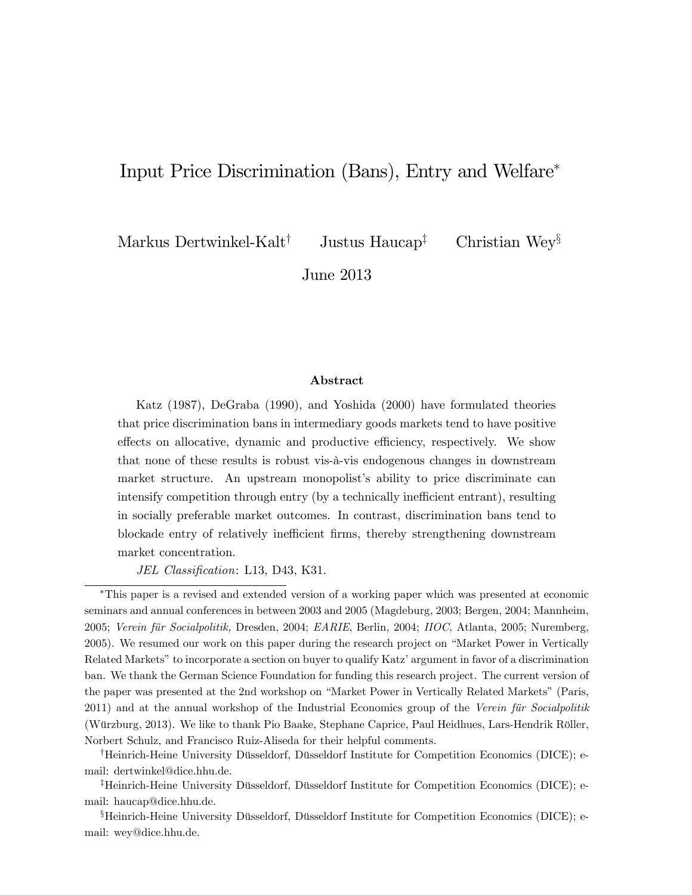# Input Price Discrimination (Bans), Entry and Welfare[*]

Markus Dertwinkel-Kalt[†] Justus Haucap[‡] Christian Wey[§]

June 2013

**Abstract**

Katz (1987), DeGraba (1990), and Yoshida (2000) have formulated theories that price discrimination bans in intermediary goods markets tend to have positive effects on allocative, dynamic and productive efficiency, respectively. We show that none of these results is robust vis-à-vis endogenous changes in downstream market structure. An upstream monopolist's ability to price discriminate can intensify competition through entry (by a technically inefficient entrant), resulting in socially preferable market outcomes. In contrast, discrimination bans tend to blockade entry of relatively inefficient firms, thereby strengthening downstream market concentration.

*JEL Classification*: L13, D43, K31.

---

[*] This paper is a revised and extended version of a working paper which was presented at economic seminars and annual conferences in between 2003 and 2005 (Magdeburg, 2003; Bergen, 2004; Mannheim, 2005; *Verein für Socialpolitik,* Dresden, 2004; *EARIE*, Berlin, 2004; *IIOC*, Atlanta, 2005; Nuremberg, 2005). We resumed our work on this paper during the research project on "Market Power in Vertically Related Markets" to incorporate a section on buyer to qualify Katz' argument in favor of a discrimination ban. We thank the German Science Foundation for funding this research project. The current version of the paper was presented at the 2nd workshop on "Market Power in Vertically Related Markets" (Paris, 2011) and at the annual workshop of the Industrial Economics group of the *Verein für Socialpolitik* (Würzburg, 2013). We like to thank Pio Baake, Stephane Caprice, Paul Heidhues, Lars-Hendrik Röller, Norbert Schulz, and Francisco Ruiz-Aliseda for their helpful comments.

[†] Heinrich-Heine University Düsseldorf, Düsseldorf Institute for Competition Economics (DICE); e-mail: dertwinkel@dice.hhu.de.

[‡] Heinrich-Heine University Düsseldorf, Düsseldorf Institute for Competition Economics (DICE); e-mail: haucap@dice.hhu.de.

[§] Heinrich-Heine University Düsseldorf, Düsseldorf Institute for Competition Economics (DICE); e-mail: wey@dice.hhu.de.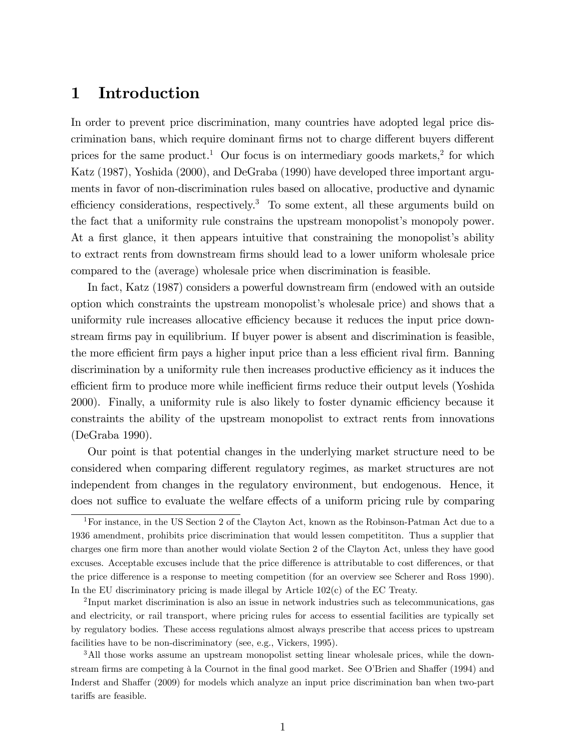# 1 Introduction

In order to prevent price discrimination, many countries have adopted legal price discrimination bans, which require dominant firms not to charge different buyers different prices for the same product.[1] Our focus is on intermediary goods markets,[2] for which Katz (1987), Yoshida (2000), and DeGraba (1990) have developed three important arguments in favor of non-discrimination rules based on allocative, productive and dynamic efficiency considerations, respectively.[3] To some extent, all these arguments build on the fact that a uniformity rule constrains the upstream monopolist's monopoly power. At a first glance, it then appears intuitive that constraining the monopolist's ability to extract rents from downstream firms should lead to a lower uniform wholesale price compared to the (average) wholesale price when discrimination is feasible.

In fact, Katz (1987) considers a powerful downstream firm (endowed with an outside option which constraints the upstream monopolist's wholesale price) and shows that a uniformity rule increases allocative efficiency because it reduces the input price downstream firms pay in equilibrium. If buyer power is absent and discrimination is feasible, the more efficient firm pays a higher input price than a less efficient rival firm. Banning discrimination by a uniformity rule then increases productive efficiency as it induces the efficient firm to produce more while inefficient firms reduce their output levels (Yoshida 2000). Finally, a uniformity rule is also likely to foster dynamic efficiency because it constraints the ability of the upstream monopolist to extract rents from innovations (DeGraba 1990).

Our point is that potential changes in the underlying market structure need to be considered when comparing different regulatory regimes, as market structures are not independent from changes in the regulatory environment, but endogenous. Hence, it does not suffice to evaluate the welfare effects of a uniform pricing rule by comparing

[1] For instance, in the US Section 2 of the Clayton Act, known as the Robinson-Patman Act due to a 1936 amendment, prohibits price discrimination that would lessen competititon. Thus a supplier that charges one firm more than another would violate Section 2 of the Clayton Act, unless they have good excuses. Acceptable excuses include that the price difference is attributable to cost differences, or that the price difference is a response to meeting competition (for an overview see Scherer and Ross 1990). In the EU discriminatory pricing is made illegal by Article 102(c) of the EC Treaty.

[2] Input market discrimination is also an issue in network industries such as telecommunications, gas and electricity, or rail transport, where pricing rules for access to essential facilities are typically set by regulatory bodies. These access regulations almost always prescribe that access prices to upstream facilities have to be non-discriminatory (see, e.g., Vickers, 1995).

[3] All those works assume an upstream monopolist setting linear wholesale prices, while the downstream firms are competing à la Cournot in the final good market. See O'Brien and Shaffer (1994) and Inderst and Shaffer (2009) for models which analyze an input price discrimination ban when two-part tariffs are feasible.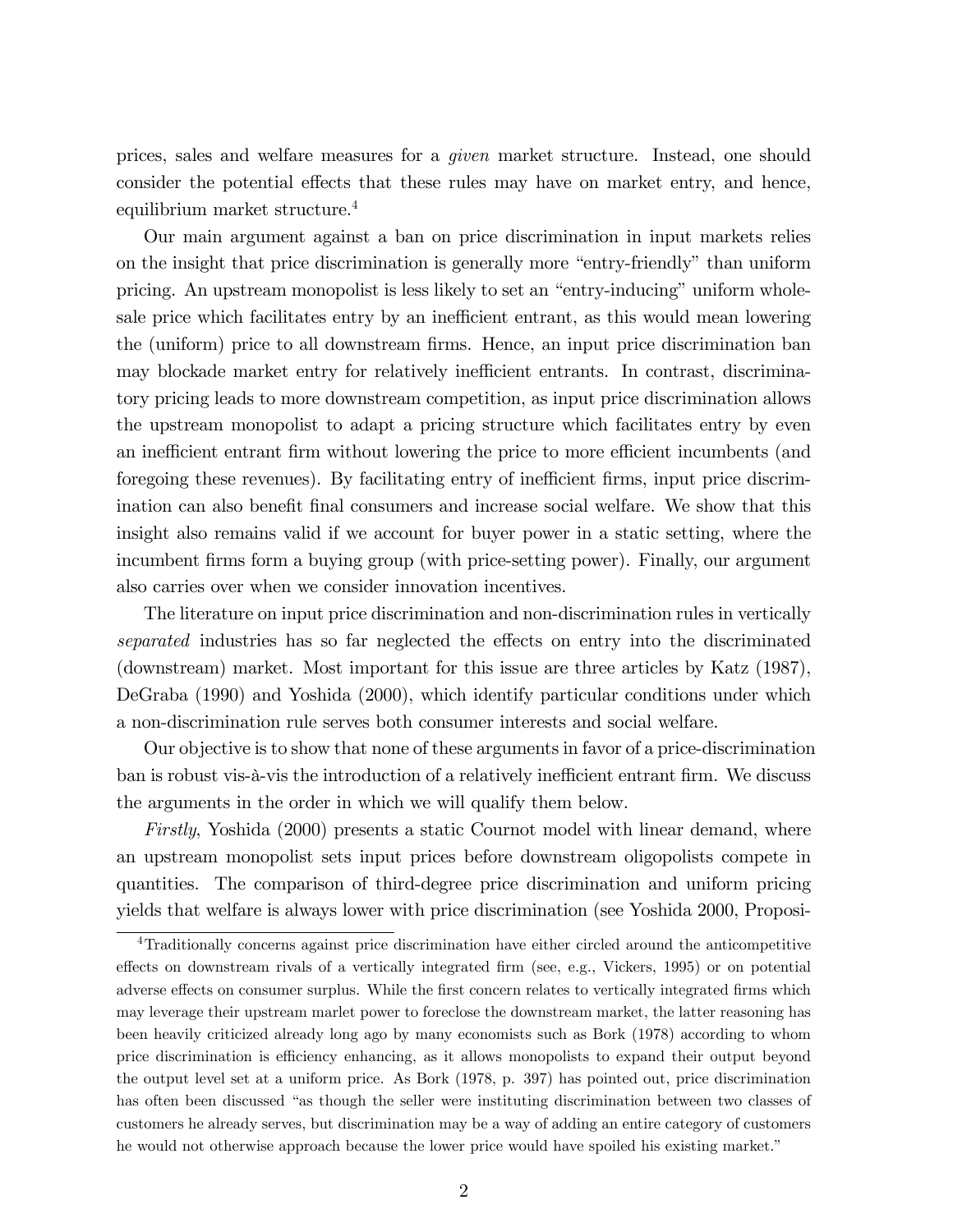prices, sales and welfare measures for a *given* market structure. Instead, one should consider the potential effects that these rules may have on market entry, and hence, equilibrium market structure.[4]

Our main argument against a ban on price discrimination in input markets relies on the insight that price discrimination is generally more "entry-friendly" than uniform pricing. An upstream monopolist is less likely to set an "entry-inducing" uniform wholesale price which facilitates entry by an inefficient entrant, as this would mean lowering the (uniform) price to all downstream firms. Hence, an input price discrimination ban may blockade market entry for relatively inefficient entrants. In contrast, discriminatory pricing leads to more downstream competition, as input price discrimination allows the upstream monopolist to adapt a pricing structure which facilitates entry by even an inefficient entrant firm without lowering the price to more efficient incumbents (and foregoing these revenues). By facilitating entry of inefficient firms, input price discrimination can also benefit final consumers and increase social welfare. We show that this insight also remains valid if we account for buyer power in a static setting, where the incumbent firms form a buying group (with price-setting power). Finally, our argument also carries over when we consider innovation incentives.

The literature on input price discrimination and non-discrimination rules in vertically *separated* industries has so far neglected the effects on entry into the discriminated (downstream) market. Most important for this issue are three articles by Katz (1987), DeGraba (1990) and Yoshida (2000), which identify particular conditions under which a non-discrimination rule serves both consumer interests and social welfare.

Our objective is to show that none of these arguments in favor of a price-discrimination ban is robust vis-à-vis the introduction of a relatively inefficient entrant firm. We discuss the arguments in the order in which we will qualify them below.

*Firstly*, Yoshida (2000) presents a static Cournot model with linear demand, where an upstream monopolist sets input prices before downstream oligopolists compete in quantities. The comparison of third-degree price discrimination and uniform pricing yields that welfare is always lower with price discrimination (see Yoshida 2000, Proposi-

[4] Traditionally concerns against price discrimination have either circled around the anticompetitive effects on downstream rivals of a vertically integrated firm (see, e.g., Vickers, 1995) or on potential adverse effects on consumer surplus. While the first concern relates to vertically integrated firms which may leverage their upstream marlet power to foreclose the downstream market, the latter reasoning has been heavily criticized already long ago by many economists such as Bork (1978) according to whom price discrimination is efficiency enhancing, as it allows monopolists to expand their output beyond the output level set at a uniform price. As Bork (1978, p. 397) has pointed out, price discrimination has often been discussed "as though the seller were instituting discrimination between two classes of customers he already serves, but discrimination may be a way of adding an entire category of customers he would not otherwise approach because the lower price would have spoiled his existing market."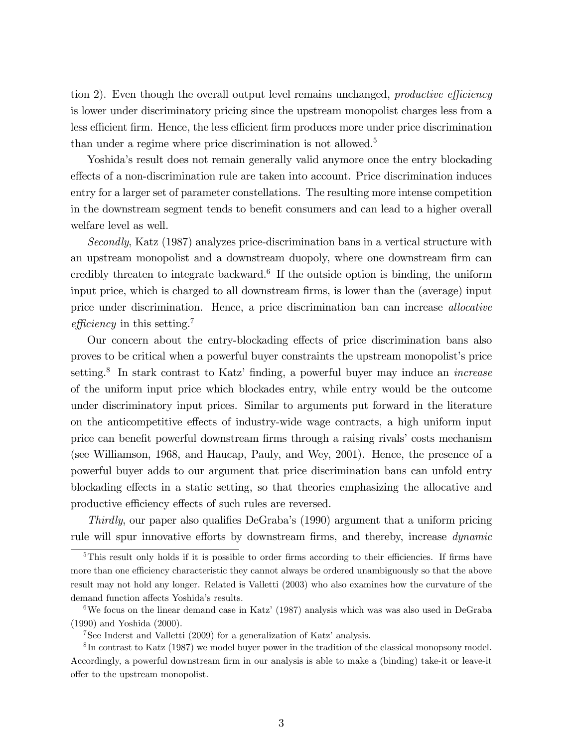tion 2). Even though the overall output level remains unchanged, *productive efficiency* is lower under discriminatory pricing since the upstream monopolist charges less from a less efficient firm. Hence, the less efficient firm produces more under price discrimination than under a regime where price discrimination is not allowed.[5]

Yoshida's result does not remain generally valid anymore once the entry blockading effects of a non-discrimination rule are taken into account. Price discrimination induces entry for a larger set of parameter constellations. The resulting more intense competition in the downstream segment tends to benefit consumers and can lead to a higher overall welfare level as well.

*Secondly*, Katz (1987) analyzes price-discrimination bans in a vertical structure with an upstream monopolist and a downstream duopoly, where one downstream firm can credibly threaten to integrate backward.[6] If the outside option is binding, the uniform input price, which is charged to all downstream firms, is lower than the (average) input price under discrimination. Hence, a price discrimination ban can increase *allocative efficiency* in this setting.[7]

Our concern about the entry-blockading effects of price discrimination bans also proves to be critical when a powerful buyer constraints the upstream monopolist's price setting.[8] In stark contrast to Katz' finding, a powerful buyer may induce an *increase* of the uniform input price which blockades entry, while entry would be the outcome under discriminatory input prices. Similar to arguments put forward in the literature on the anticompetitive effects of industry-wide wage contracts, a high uniform input price can benefit powerful downstream firms through a raising rivals' costs mechanism (see Williamson, 1968, and Haucap, Pauly, and Wey, 2001). Hence, the presence of a powerful buyer adds to our argument that price discrimination bans can unfold entry blockading effects in a static setting, so that theories emphasizing the allocative and productive efficiency effects of such rules are reversed.

*Thirdly*, our paper also qualifies DeGraba's (1990) argument that a uniform pricing rule will spur innovative efforts by downstream firms, and thereby, increase *dynamic*

---

[5] This result only holds if it is possible to order firms according to their efficiencies. If firms have more than one efficiency characteristic they cannot always be ordered unambiguously so that the above result may not hold any longer. Related is Valletti (2003) who also examines how the curvature of the demand function affects Yoshida's results.

[6] We focus on the linear demand case in Katz' (1987) analysis which was was also used in DeGraba (1990) and Yoshida (2000).

[7] See Inderst and Valletti (2009) for a generalization of Katz' analysis.

[8] In contrast to Katz (1987) we model buyer power in the tradition of the classical monopsony model. Accordingly, a powerful downstream firm in our analysis is able to make a (binding) take-it or leave-it offer to the upstream monopolist.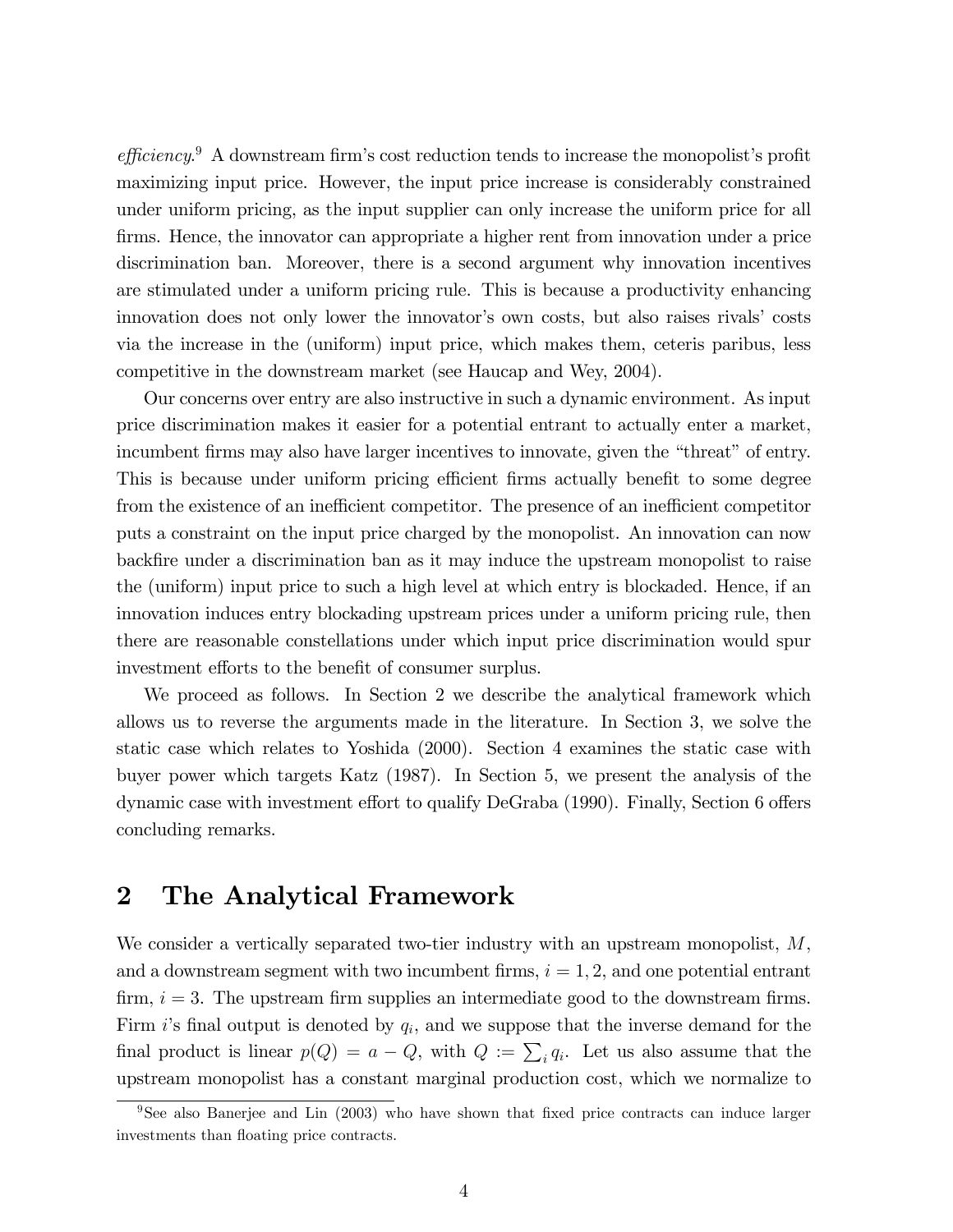*efficiency*.[9] A downstream firm's cost reduction tends to increase the monopolist's profit maximizing input price. However, the input price increase is considerably constrained under uniform pricing, as the input supplier can only increase the uniform price for all firms. Hence, the innovator can appropriate a higher rent from innovation under a price discrimination ban. Moreover, there is a second argument why innovation incentives are stimulated under a uniform pricing rule. This is because a productivity enhancing innovation does not only lower the innovator's own costs, but also raises rivals' costs via the increase in the (uniform) input price, which makes them, ceteris paribus, less competitive in the downstream market (see Haucap and Wey, 2004).

Our concerns over entry are also instructive in such a dynamic environment. As input price discrimination makes it easier for a potential entrant to actually enter a market, incumbent firms may also have larger incentives to innovate, given the "threat" of entry. This is because under uniform pricing efficient firms actually benefit to some degree from the existence of an inefficient competitor. The presence of an inefficient competitor puts a constraint on the input price charged by the monopolist. An innovation can now backfire under a discrimination ban as it may induce the upstream monopolist to raise the (uniform) input price to such a high level at which entry is blockaded. Hence, if an innovation induces entry blockading upstream prices under a uniform pricing rule, then there are reasonable constellations under which input price discrimination would spur investment efforts to the benefit of consumer surplus.

We proceed as follows. In Section 2 we describe the analytical framework which allows us to reverse the arguments made in the literature. In Section 3, we solve the static case which relates to Yoshida (2000). Section 4 examines the static case with buyer power which targets Katz (1987). In Section 5, we present the analysis of the dynamic case with investment effort to qualify DeGraba (1990). Finally, Section 6 offers concluding remarks.

## 2 The Analytical Framework

We consider a vertically separated two-tier industry with an upstream monopolist, $M$, and a downstream segment with two incumbent firms, $i = 1, 2$, and one potential entrant firm, $i = 3$. The upstream firm supplies an intermediate good to the downstream firms. Firm $i$'s final output is denoted by $q_i$, and we suppose that the inverse demand for the final product is linear $p(Q) = a - Q$, with $Q := \sum_i q_i$. Let us also assume that the upstream monopolist has a constant marginal production cost, which we normalize to

[9] See also Banerjee and Lin (2003) who have shown that fixed price contracts can induce larger investments than floating price contracts.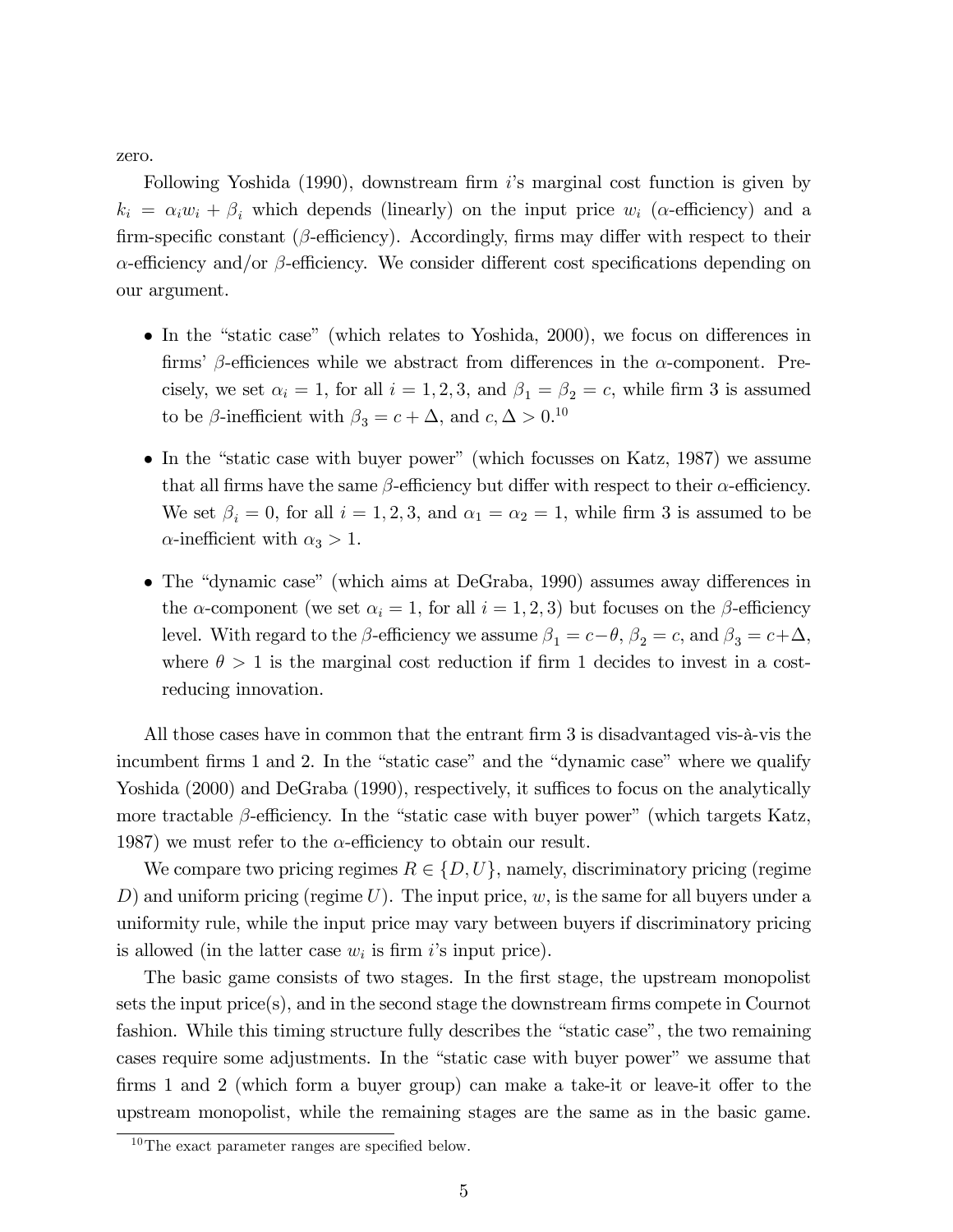zero.

Following Yoshida (1990), downstream firm $i$'s marginal cost function is given by $k_i = \alpha_i w_i + \beta_i$ which depends (linearly) on the input price $w_i$ ($\alpha$-efficiency) and a firm-specific constant ($\beta$-efficiency). Accordingly, firms may differ with respect to their $\alpha$-efficiency and/or $\beta$-efficiency. We consider different cost specifications depending on our argument.

- In the "static case" (which relates to Yoshida, 2000), we focus on differences in firms' $\beta$-efficiences while we abstract from differences in the $\alpha$-component. Precisely, we set $\alpha_i = 1$, for all $i = 1, 2, 3$, and $\beta_1 = \beta_2 = c$, while firm 3 is assumed to be $\beta$-inefficient with $\beta_3 = c + \Delta$, and $c, \Delta > 0$.[10]
- In the "static case with buyer power" (which focusses on Katz, 1987) we assume that all firms have the same $\beta$-efficiency but differ with respect to their $\alpha$-efficiency. We set $\beta_i = 0$, for all $i = 1, 2, 3$, and $\alpha_1 = \alpha_2 = 1$, while firm 3 is assumed to be $\alpha$-inefficient with $\alpha_3 > 1$.
- The "dynamic case" (which aims at DeGraba, 1990) assumes away differences in the $\alpha$-component (we set $\alpha_i = 1$, for all $i = 1, 2, 3$) but focuses on the $\beta$-efficiency level. With regard to the $\beta$-efficiency we assume $\beta_1 = c - \theta$, $\beta_2 = c$, and $\beta_3 = c + \Delta$, where $\theta > 1$ is the marginal cost reduction if firm 1 decides to invest in a cost-reducing innovation.

All those cases have in common that the entrant firm 3 is disadvantaged vis-à-vis the incumbent firms 1 and 2. In the "static case" and the "dynamic case" where we qualify Yoshida (2000) and DeGraba (1990), respectively, it suffices to focus on the analytically more tractable $\beta$-efficiency. In the "static case with buyer power" (which targets Katz, 1987) we must refer to the $\alpha$-efficiency to obtain our result.

We compare two pricing regimes $R \in \{D, U\}$, namely, discriminatory pricing (regime $D$) and uniform pricing (regime $U$). The input price, $w$, is the same for all buyers under a uniformity rule, while the input price may vary between buyers if discriminatory pricing is allowed (in the latter case $w_i$ is firm $i$'s input price).

The basic game consists of two stages. In the first stage, the upstream monopolist sets the input price(s), and in the second stage the downstream firms compete in Cournot fashion. While this timing structure fully describes the "static case", the two remaining cases require some adjustments. In the "static case with buyer power" we assume that firms 1 and 2 (which form a buyer group) can make a take-it or leave-it offer to the upstream monopolist, while the remaining stages are the same as in the basic game.

[10] The exact parameter ranges are specified below.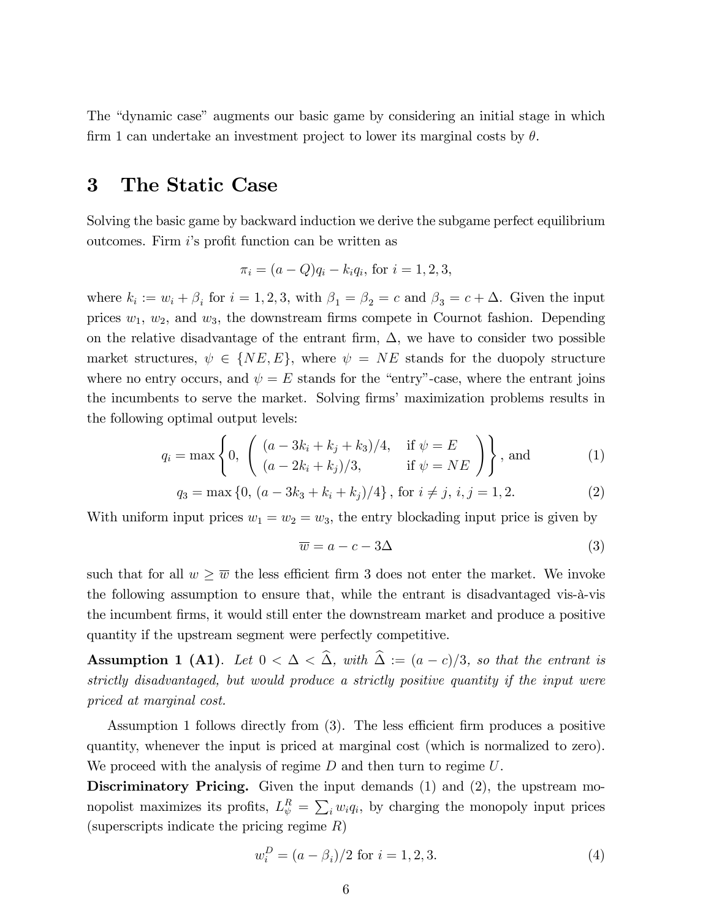The "dynamic case" augments our basic game by considering an initial stage in which firm 1 can undertake an investment project to lower its marginal costs by $\theta$.

# 3 The Static Case

Solving the basic game by backward induction we derive the subgame perfect equilibrium outcomes. Firm $i$'s profit function can be written as

$$\pi_i = (a - Q)q_i - k_i q_i, \text{ for } i = 1, 2, 3,$$

where $k_i := w_i + \beta_i$ for $i = 1, 2, 3$, with $\beta_1 = \beta_2 = c$ and $\beta_3 = c + \Delta$. Given the input prices $w_1$, $w_2$, and $w_3$, the downstream firms compete in Cournot fashion. Depending on the relative disadvantage of the entrant firm, $\Delta$, we have to consider two possible market structures, $\psi \in \{NE, E\}$, where $\psi = NE$ stands for the duopoly structure where no entry occurs, and $\psi = E$ stands for the "entry"-case, where the entrant joins the incumbents to serve the market. Solving firms' maximization problems results in the following optimal output levels:

$$q_i = \max\left\{0, \left(\begin{array}{ll} (a - 3k_i + k_j + k_3)/4, & \text{if } \psi = E \\ (a - 2k_i + k_j)/3, & \text{if } \psi = NE \end{array}\right)\right\}, \text{ and} \tag{1}$$

$$q_3 = \max\left\{0, (a - 3k_3 + k_i + k_j)/4\right\}, \text{ for } i \neq j,\ i, j = 1, 2. \tag{2}$$

With uniform input prices $w_1 = w_2 = w_3$, the entry blockading input price is given by

$$\overline{w} = a - c - 3\Delta \tag{3}$$

such that for all $w \geq \overline{w}$ the less efficient firm 3 does not enter the market. We invoke the following assumption to ensure that, while the entrant is disadvantaged vis-à-vis the incumbent firms, it would still enter the downstream market and produce a positive quantity if the upstream segment were perfectly competitive.

**Assumption 1 (A1)**. *Let $0 < \Delta < \widehat{\Delta}$, with $\widehat{\Delta} := (a - c)/3$, so that the entrant is strictly disadvantaged, but would produce a strictly positive quantity if the input were priced at marginal cost.*

Assumption 1 follows directly from (3). The less efficient firm produces a positive quantity, whenever the input is priced at marginal cost (which is normalized to zero). We proceed with the analysis of regime $D$ and then turn to regime $U$.

**Discriminatory Pricing.** Given the input demands (1) and (2), the upstream monopolist maximizes its profits, $L_\psi^R = \sum_i w_i q_i$, by charging the monopoly input prices (superscripts indicate the pricing regime $R$)

$$w_i^D = (a - \beta_i)/2 \text{ for } i = 1, 2, 3. \tag{4}$$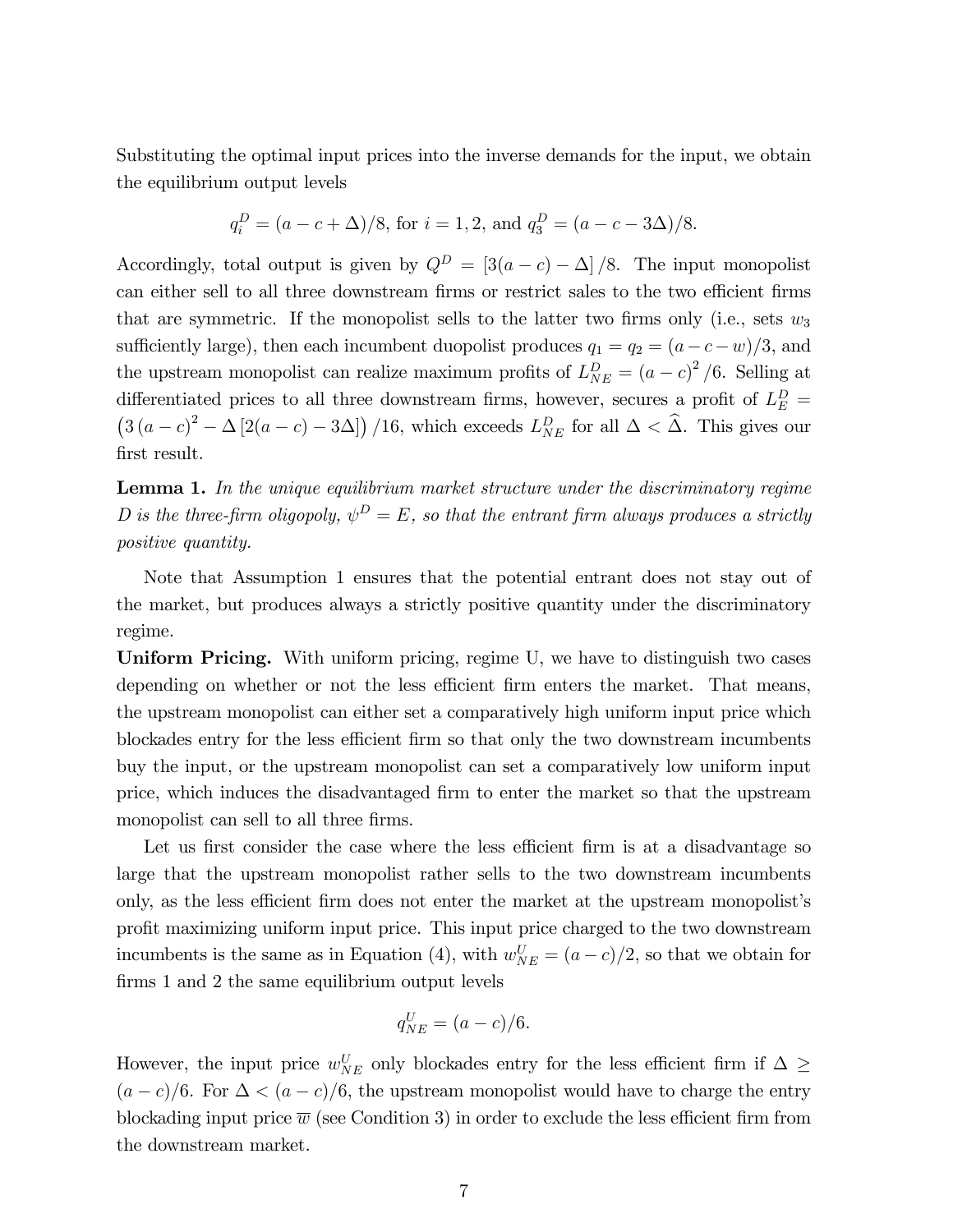Substituting the optimal input prices into the inverse demands for the input, we obtain the equilibrium output levels

$$q_i^D = (a - c + \Delta)/8, \text{ for } i = 1, 2, \text{ and } q_3^D = (a - c - 3\Delta)/8.$$

Accordingly, total output is given by $Q^D = [3(a-c) - \Delta]/8$. The input monopolist can either sell to all three downstream firms or restrict sales to the two efficient firms that are symmetric. If the monopolist sells to the latter two firms only (i.e., sets $w_3$ sufficiently large), then each incumbent duopolist produces $q_1 = q_2 = (a - c - w)/3$, and the upstream monopolist can realize maximum profits of $L_{NE}^D = (a-c)^2/6$. Selling at differentiated prices to all three downstream firms, however, secures a profit of $L_E^D = \left(3(a-c)^2 - \Delta[2(a-c) - 3\Delta]\right)/16$, which exceeds $L_{NE}^D$ for all $\Delta < \widehat{\Delta}$. This gives our first result.

**Lemma 1.** *In the unique equilibrium market structure under the discriminatory regime D is the three-firm oligopoly, $\psi^D = E$, so that the entrant firm always produces a strictly positive quantity.*

Note that Assumption 1 ensures that the potential entrant does not stay out of the market, but produces always a strictly positive quantity under the discriminatory regime.

**Uniform Pricing.** With uniform pricing, regime U, we have to distinguish two cases depending on whether or not the less efficient firm enters the market. That means, the upstream monopolist can either set a comparatively high uniform input price which blockades entry for the less efficient firm so that only the two downstream incumbents buy the input, or the upstream monopolist can set a comparatively low uniform input price, which induces the disadvantaged firm to enter the market so that the upstream monopolist can sell to all three firms.

Let us first consider the case where the less efficient firm is at a disadvantage so large that the upstream monopolist rather sells to the two downstream incumbents only, as the less efficient firm does not enter the market at the upstream monopolist's profit maximizing uniform input price. This input price charged to the two downstream incumbents is the same as in Equation (4), with $w_{NE}^U = (a-c)/2$, so that we obtain for firms 1 and 2 the same equilibrium output levels

$$q_{NE}^U = (a-c)/6.$$

However, the input price $w_{NE}^U$ only blockades entry for the less efficient firm if $\Delta \geq (a-c)/6$. For $\Delta < (a-c)/6$, the upstream monopolist would have to charge the entry blockading input price $\overline{w}$ (see Condition 3) in order to exclude the less efficient firm from the downstream market.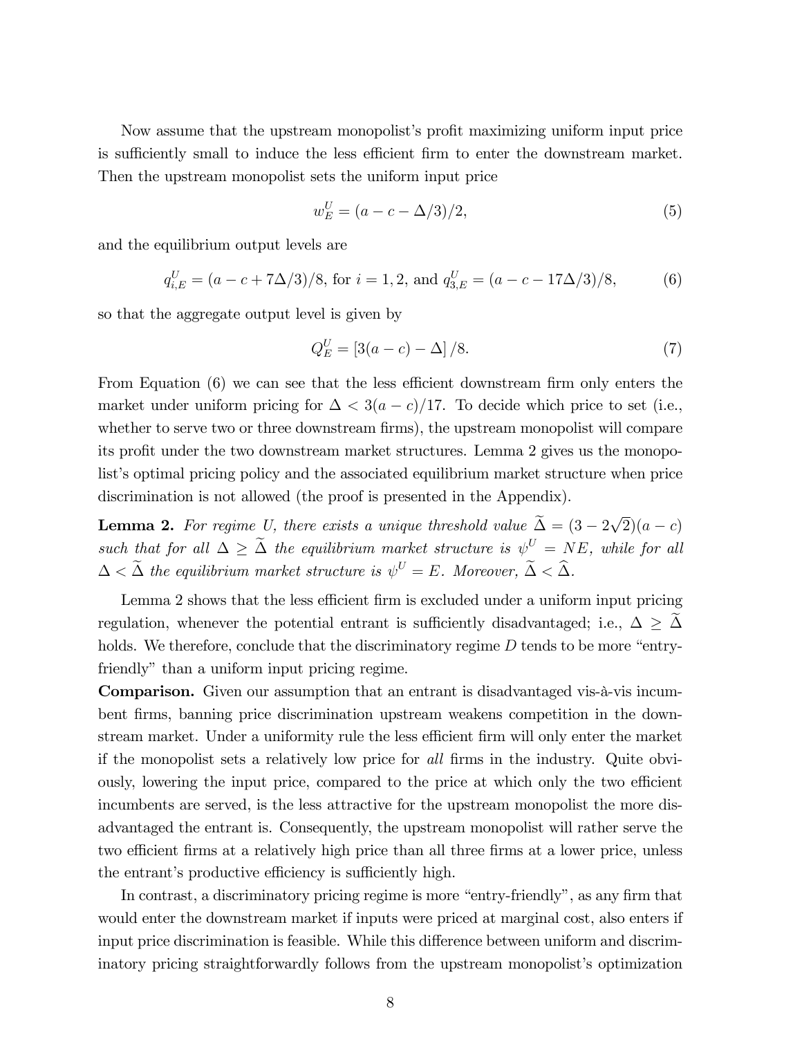Now assume that the upstream monopolist's profit maximizing uniform input price is sufficiently small to induce the less efficient firm to enter the downstream market. Then the upstream monopolist sets the uniform input price

$$w_E^U = (a - c - \Delta/3)/2, \tag{5}$$

and the equilibrium output levels are

$$q_{i,E}^U = (a - c + 7\Delta/3)/8, \text{ for } i = 1, 2, \text{ and } q_{3,E}^U = (a - c - 17\Delta/3)/8, \tag{6}$$

so that the aggregate output level is given by

$$Q_E^U = [3(a - c) - \Delta]/8. \tag{7}$$

From Equation (6) we can see that the less efficient downstream firm only enters the market under uniform pricing for $\Delta < 3(a - c)/17$. To decide which price to set (i.e., whether to serve two or three downstream firms), the upstream monopolist will compare its profit under the two downstream market structures. Lemma 2 gives us the monopolist's optimal pricing policy and the associated equilibrium market structure when price discrimination is not allowed (the proof is presented in the Appendix).

**Lemma 2.** *For regime U, there exists a unique threshold value* $\widetilde{\Delta} = (3 - 2\sqrt{2})(a - c)$ *such that for all* $\Delta \geq \widetilde{\Delta}$ *the equilibrium market structure is* $\psi^U = NE$*, while for all* $\Delta < \widetilde{\Delta}$ *the equilibrium market structure is* $\psi^U = E$*. Moreover,* $\widetilde{\Delta} < \widehat{\Delta}$*.*

Lemma 2 shows that the less efficient firm is excluded under a uniform input pricing regulation, whenever the potential entrant is sufficiently disadvantaged; i.e., $\Delta \geq \widetilde{\Delta}$ holds. We therefore, conclude that the discriminatory regime $D$ tends to be more "entry-friendly" than a uniform input pricing regime.

**Comparison.** Given our assumption that an entrant is disadvantaged vis-à-vis incumbent firms, banning price discrimination upstream weakens competition in the downstream market. Under a uniformity rule the less efficient firm will only enter the market if the monopolist sets a relatively low price for *all* firms in the industry. Quite obviously, lowering the input price, compared to the price at which only the two efficient incumbents are served, is the less attractive for the upstream monopolist the more disadvantaged the entrant is. Consequently, the upstream monopolist will rather serve the two efficient firms at a relatively high price than all three firms at a lower price, unless the entrant's productive efficiency is sufficiently high.

In contrast, a discriminatory pricing regime is more "entry-friendly", as any firm that would enter the downstream market if inputs were priced at marginal cost, also enters if input price discrimination is feasible. While this difference between uniform and discriminatory pricing straightforwardly follows from the upstream monopolist's optimization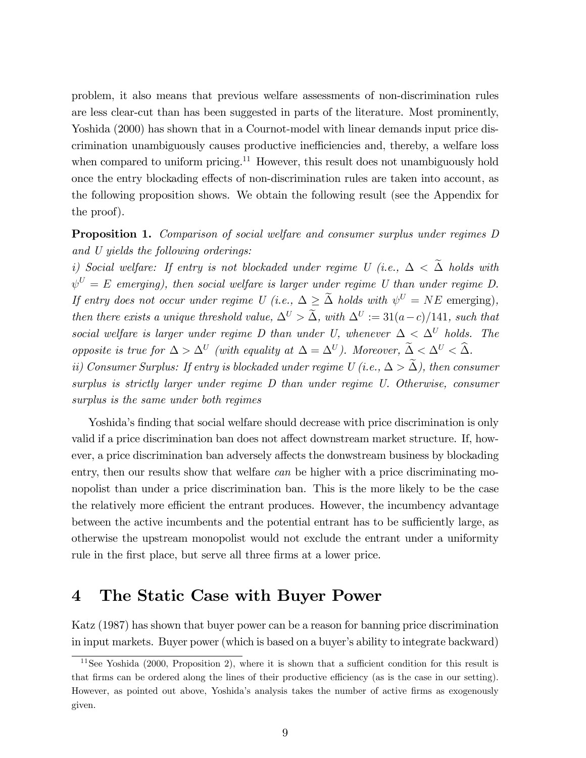problem, it also means that previous welfare assessments of non-discrimination rules are less clear-cut than has been suggested in parts of the literature. Most prominently, Yoshida (2000) has shown that in a Cournot-model with linear demands input price discrimination unambiguously causes productive inefficiencies and, thereby, a welfare loss when compared to uniform pricing.[11] However, this result does not unambiguously hold once the entry blockading effects of non-discrimination rules are taken into account, as the following proposition shows. We obtain the following result (see the Appendix for the proof).

**Proposition 1.** *Comparison of social welfare and consumer surplus under regimes D and U yields the following orderings:*
*i) Social welfare: If entry is not blockaded under regime U (i.e., $\Delta < \widetilde{\Delta}$ holds with $\psi^U = E$ emerging), then social welfare is larger under regime U than under regime D. If entry does not occur under regime U (i.e., $\Delta \geq \widetilde{\Delta}$ holds with $\psi^U = NE$ emerging), then there exists a unique threshold value, $\Delta^U > \widetilde{\Delta}$, with $\Delta^U := 31(a-c)/141$, such that social welfare is larger under regime D than under U, whenever $\Delta < \Delta^U$ holds. The opposite is true for $\Delta > \Delta^U$ (with equality at $\Delta = \Delta^U$). Moreover, $\widetilde{\Delta} < \Delta^U < \widehat{\Delta}$.*
*ii) Consumer Surplus: If entry is blockaded under regime U (i.e., $\Delta > \widetilde{\Delta}$), then consumer surplus is strictly larger under regime D than under regime U. Otherwise, consumer surplus is the same under both regimes*

Yoshida's finding that social welfare should decrease with price discrimination is only valid if a price discrimination ban does not affect downstream market structure. If, however, a price discrimination ban adversely affects the donwstream business by blockading entry, then our results show that welfare *can* be higher with a price discriminating monopolist than under a price discrimination ban. This is the more likely to be the case the relatively more efficient the entrant produces. However, the incumbency advantage between the active incumbents and the potential entrant has to be sufficiently large, as otherwise the upstream monopolist would not exclude the entrant under a uniformity rule in the first place, but serve all three firms at a lower price.

# 4 The Static Case with Buyer Power

Katz (1987) has shown that buyer power can be a reason for banning price discrimination in input markets. Buyer power (which is based on a buyer's ability to integrate backward)

[11] See Yoshida (2000, Proposition 2), where it is shown that a sufficient condition for this result is that firms can be ordered along the lines of their productive efficiency (as is the case in our setting). However, as pointed out above, Yoshida's analysis takes the number of active firms as exogenously given.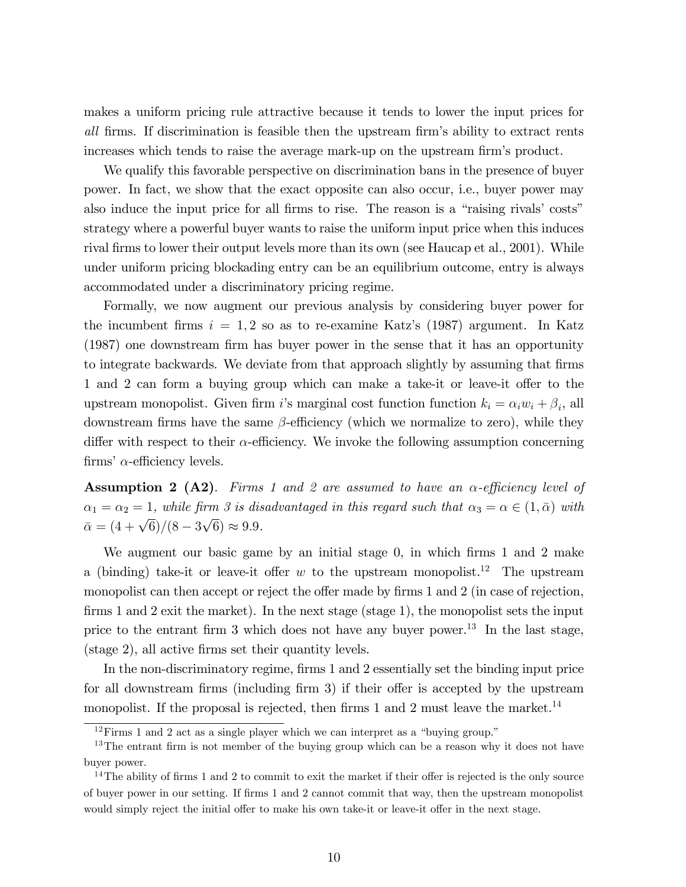makes a uniform pricing rule attractive because it tends to lower the input prices for *all* firms. If discrimination is feasible then the upstream firm's ability to extract rents increases which tends to raise the average mark-up on the upstream firm's product.

We qualify this favorable perspective on discrimination bans in the presence of buyer power. In fact, we show that the exact opposite can also occur, i.e., buyer power may also induce the input price for all firms to rise. The reason is a "raising rivals' costs" strategy where a powerful buyer wants to raise the uniform input price when this induces rival firms to lower their output levels more than its own (see Haucap et al., 2001). While under uniform pricing blockading entry can be an equilibrium outcome, entry is always accommodated under a discriminatory pricing regime.

Formally, we now augment our previous analysis by considering buyer power for the incumbent firms $i = 1, 2$ so as to re-examine Katz's (1987) argument. In Katz (1987) one downstream firm has buyer power in the sense that it has an opportunity to integrate backwards. We deviate from that approach slightly by assuming that firms 1 and 2 can form a buying group which can make a take-it or leave-it offer to the upstream monopolist. Given firm $i$'s marginal cost function function $k_i = \alpha_i w_i + \beta_i$, all downstream firms have the same $\beta$-efficiency (which we normalize to zero), while they differ with respect to their $\alpha$-efficiency. We invoke the following assumption concerning firms' $\alpha$-efficiency levels.

**Assumption 2 (A2)**. *Firms 1 and 2 are assumed to have an $\alpha$-efficiency level of $\alpha_1 = \alpha_2 = 1$, while firm 3 is disadvantaged in this regard such that $\alpha_3 = \alpha \in (1, \bar{\alpha})$ with $\bar{\alpha} = (4 + \sqrt{6})/(8 - 3\sqrt{6}) \approx 9.9$.*

We augment our basic game by an initial stage 0, in which firms 1 and 2 make a (binding) take-it or leave-it offer $w$ to the upstream monopolist.[12] The upstream monopolist can then accept or reject the offer made by firms 1 and 2 (in case of rejection, firms 1 and 2 exit the market). In the next stage (stage 1), the monopolist sets the input price to the entrant firm 3 which does not have any buyer power.[13] In the last stage, (stage 2), all active firms set their quantity levels.

In the non-discriminatory regime, firms 1 and 2 essentially set the binding input price for all downstream firms (including firm 3) if their offer is accepted by the upstream monopolist. If the proposal is rejected, then firms 1 and 2 must leave the market.[14]

[12] Firms 1 and 2 act as a single player which we can interpret as a "buying group."

[13] The entrant firm is not member of the buying group which can be a reason why it does not have buyer power.

[14] The ability of firms 1 and 2 to commit to exit the market if their offer is rejected is the only source of buyer power in our setting. If firms 1 and 2 cannot commit that way, then the upstream monopolist would simply reject the initial offer to make his own take-it or leave-it offer in the next stage.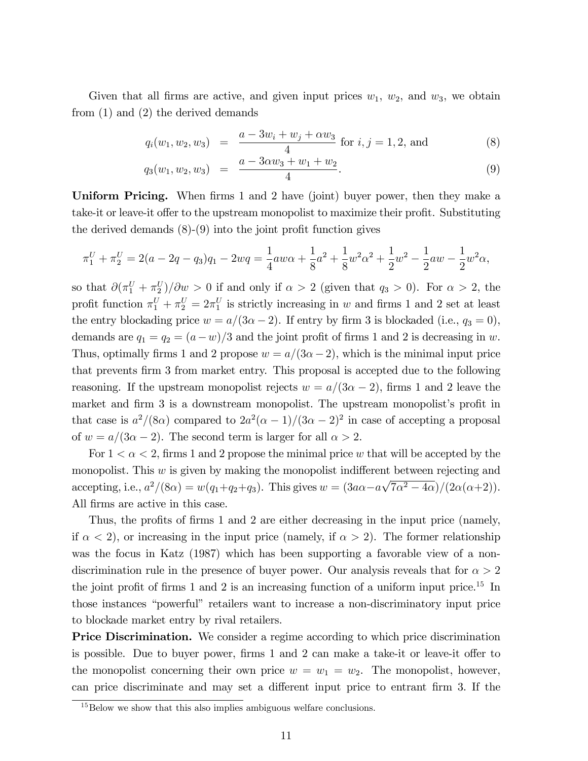Given that all firms are active, and given input prices $w_1$, $w_2$, and $w_3$, we obtain from (1) and (2) the derived demands

$$q_i(w_1, w_2, w_3) = \frac{a - 3w_i + w_j + \alpha w_3}{4} \text{ for } i, j = 1, 2, \text{ and} \tag{8}$$

$$q_3(w_1, w_2, w_3) = \frac{a - 3\alpha w_3 + w_1 + w_2}{4}. \tag{9}$$

**Uniform Pricing.** When firms 1 and 2 have (joint) buyer power, then they make a take-it or leave-it offer to the upstream monopolist to maximize their profit. Substituting the derived demands (8)-(9) into the joint profit function gives

$$\pi_1^U + \pi_2^U = 2(a - 2q - q_3)q_1 - 2wq = \frac{1}{4}aw\alpha + \frac{1}{8}a^2 + \frac{1}{8}w^2\alpha^2 + \frac{1}{2}w^2 - \frac{1}{2}aw - \frac{1}{2}w^2\alpha,$$

so that $\partial(\pi_1^U + \pi_2^U)/\partial w > 0$ if and only if $\alpha > 2$ (given that $q_3 > 0$). For $\alpha > 2$, the profit function $\pi_1^U + \pi_2^U = 2\pi_1^U$ is strictly increasing in $w$ and firms 1 and 2 set at least the entry blockading price $w = a/(3\alpha - 2)$. If entry by firm 3 is blockaded (i.e., $q_3 = 0$), demands are $q_1 = q_2 = (a - w)/3$ and the joint profit of firms 1 and 2 is decreasing in $w$. Thus, optimally firms 1 and 2 propose $w = a/(3\alpha - 2)$, which is the minimal input price that prevents firm 3 from market entry. This proposal is accepted due to the following reasoning. If the upstream monopolist rejects $w = a/(3\alpha - 2)$, firms 1 and 2 leave the market and firm 3 is a downstream monopolist. The upstream monopolist's profit in that case is $a^2/(8\alpha)$ compared to $2a^2(\alpha - 1)/(3\alpha - 2)^2$ in case of accepting a proposal of $w = a/(3\alpha - 2)$. The second term is larger for all $\alpha > 2$.

For $1 < \alpha < 2$, firms 1 and 2 propose the minimal price $w$ that will be accepted by the monopolist. This $w$ is given by making the monopolist indifferent between rejecting and accepting, i.e., $a^2/(8\alpha) = w(q_1 + q_2 + q_3)$. This gives $w = (3a\alpha - a\sqrt{7\alpha^2 - 4\alpha})/(2\alpha(\alpha + 2))$. All firms are active in this case.

Thus, the profits of firms 1 and 2 are either decreasing in the input price (namely, if $\alpha < 2$), or increasing in the input price (namely, if $\alpha > 2$). The former relationship was the focus in Katz (1987) which has been supporting a favorable view of a non-discrimination rule in the presence of buyer power. Our analysis reveals that for $\alpha > 2$ the joint profit of firms 1 and 2 is an increasing function of a uniform input price.[15] In those instances "powerful" retailers want to increase a non-discriminatory input price to blockade market entry by rival retailers.

**Price Discrimination.** We consider a regime according to which price discrimination is possible. Due to buyer power, firms 1 and 2 can make a take-it or leave-it offer to the monopolist concerning their own price $w = w_1 = w_2$. The monopolist, however, can price discriminate and may set a different input price to entrant firm 3. If the

[15] Below we show that this also implies ambiguous welfare conclusions.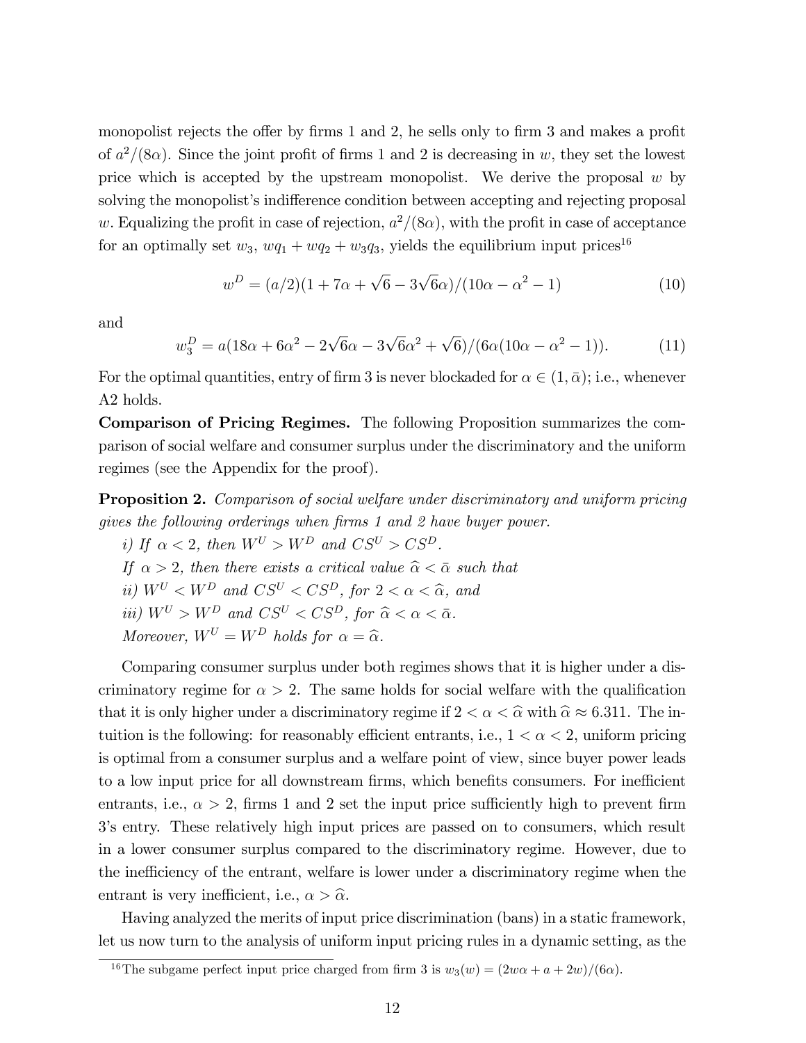monopolist rejects the offer by firms 1 and 2, he sells only to firm 3 and makes a profit of $a^2/(8\alpha)$. Since the joint profit of firms 1 and 2 is decreasing in $w$, they set the lowest price which is accepted by the upstream monopolist. We derive the proposal $w$ by solving the monopolist's indifference condition between accepting and rejecting proposal $w$. Equalizing the profit in case of rejection, $a^2/(8\alpha)$, with the profit in case of acceptance for an optimally set $w_3$, $wq_1 + wq_2 + w_3q_3$, yields the equilibrium input prices[16]

$$w^D = (a/2)(1 + 7\alpha + \sqrt{6} - 3\sqrt{6}\alpha)/(10\alpha - \alpha^2 - 1) \tag{10}$$

and

$$w_3^D = a(18\alpha + 6\alpha^2 - 2\sqrt{6}\alpha - 3\sqrt{6}\alpha^2 + \sqrt{6})/(6\alpha(10\alpha - \alpha^2 - 1)). \tag{11}$$

For the optimal quantities, entry of firm 3 is never blockaded for $\alpha \in (1, \bar{\alpha})$; i.e., whenever A2 holds.

**Comparison of Pricing Regimes.** The following Proposition summarizes the comparison of social welfare and consumer surplus under the discriminatory and the uniform regimes (see the Appendix for the proof).

**Proposition 2.** *Comparison of social welfare under discriminatory and uniform pricing gives the following orderings when firms 1 and 2 have buyer power.*

*i) If $\alpha < 2$, then $W^U > W^D$ and $CS^U > CS^D$.*

*If $\alpha > 2$, then there exists a critical value $\widehat{\alpha} < \bar{\alpha}$ such that*

*ii) $W^U < W^D$ and $CS^U < CS^D$, for $2 < \alpha < \widehat{\alpha}$, and*

*iii) $W^U > W^D$ and $CS^U < CS^D$, for $\widehat{\alpha} < \alpha < \bar{\alpha}$.*

*Moreover, $W^U = W^D$ holds for $\alpha = \widehat{\alpha}$.*

Comparing consumer surplus under both regimes shows that it is higher under a discriminatory regime for $\alpha > 2$. The same holds for social welfare with the qualification that it is only higher under a discriminatory regime if $2 < \alpha < \widehat{\alpha}$ with $\widehat{\alpha} \approx 6.311$. The intuition is the following: for reasonably efficient entrants, i.e., $1 < \alpha < 2$, uniform pricing is optimal from a consumer surplus and a welfare point of view, since buyer power leads to a low input price for all downstream firms, which benefits consumers. For inefficient entrants, i.e., $\alpha > 2$, firms 1 and 2 set the input price sufficiently high to prevent firm 3's entry. These relatively high input prices are passed on to consumers, which result in a lower consumer surplus compared to the discriminatory regime. However, due to the inefficiency of the entrant, welfare is lower under a discriminatory regime when the entrant is very inefficient, i.e., $\alpha > \widehat{\alpha}$.

Having analyzed the merits of input price discrimination (bans) in a static framework, let us now turn to the analysis of uniform input pricing rules in a dynamic setting, as the

[16] The subgame perfect input price charged from firm 3 is $w_3(w) = (2w\alpha + a + 2w)/(6\alpha)$.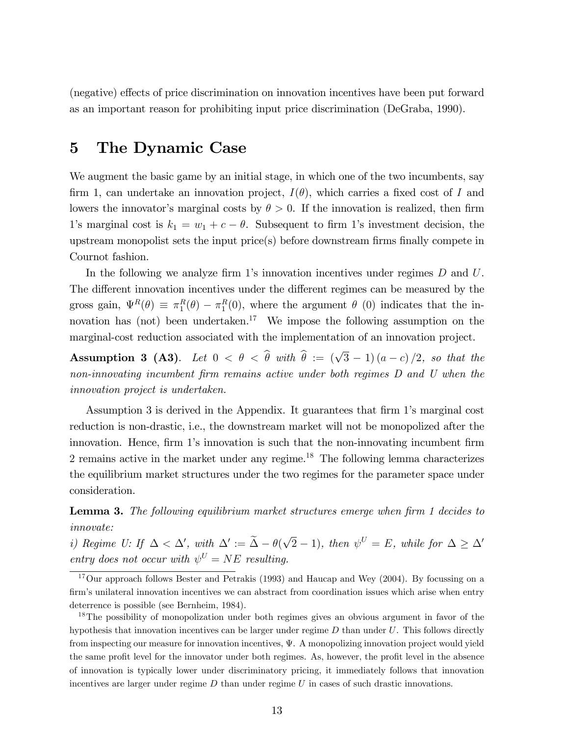(negative) effects of price discrimination on innovation incentives have been put forward as an important reason for prohibiting input price discrimination (DeGraba, 1990).

# 5 The Dynamic Case

We augment the basic game by an initial stage, in which one of the two incumbents, say firm 1, can undertake an innovation project, $I(\theta)$, which carries a fixed cost of $I$ and lowers the innovator's marginal costs by $\theta > 0$. If the innovation is realized, then firm 1's marginal cost is $k_1 = w_1 + c - \theta$. Subsequent to firm 1's investment decision, the upstream monopolist sets the input price(s) before downstream firms finally compete in Cournot fashion.

In the following we analyze firm 1's innovation incentives under regimes $D$ and $U$. The different innovation incentives under the different regimes can be measured by the gross gain, $\Psi^R(\theta) \equiv \pi_1^R(\theta) - \pi_1^R(0)$, where the argument $\theta$ (0) indicates that the innovation has (not) been undertaken.[17] We impose the following assumption on the marginal-cost reduction associated with the implementation of an innovation project.

**Assumption 3 (A3)**. *Let $0 < \theta < \widehat{\theta}$ with $\widehat{\theta} := (\sqrt{3} - 1)(a - c)/2$, so that the non-innovating incumbent firm remains active under both regimes $D$ and $U$ when the innovation project is undertaken.*

Assumption 3 is derived in the Appendix. It guarantees that firm 1's marginal cost reduction is non-drastic, i.e., the downstream market will not be monopolized after the innovation. Hence, firm 1's innovation is such that the non-innovating incumbent firm 2 remains active in the market under any regime.[18] The following lemma characterizes the equilibrium market structures under the two regimes for the parameter space under consideration.

**Lemma 3.** *The following equilibrium market structures emerge when firm 1 decides to innovate:*
*i) Regime U: If $\Delta < \Delta'$, with $\Delta' := \widetilde{\Delta} - \theta(\sqrt{2} - 1)$, then $\psi^U = E$, while for $\Delta \geq \Delta'$ entry does not occur with $\psi^U = NE$ resulting.*

[17] Our approach follows Bester and Petrakis (1993) and Haucap and Wey (2004). By focussing on a firm's unilateral innovation incentives we can abstract from coordination issues which arise when entry deterrence is possible (see Bernheim, 1984).

[18] The possibility of monopolization under both regimes gives an obvious argument in favor of the hypothesis that innovation incentives can be larger under regime $D$ than under $U$. This follows directly from inspecting our measure for innovation incentives, $\Psi$. A monopolizing innovation project would yield the same profit level for the innovator under both regimes. As, however, the profit level in the absence of innovation is typically lower under discriminatory pricing, it immediately follows that innovation incentives are larger under regime $D$ than under regime $U$ in cases of such drastic innovations.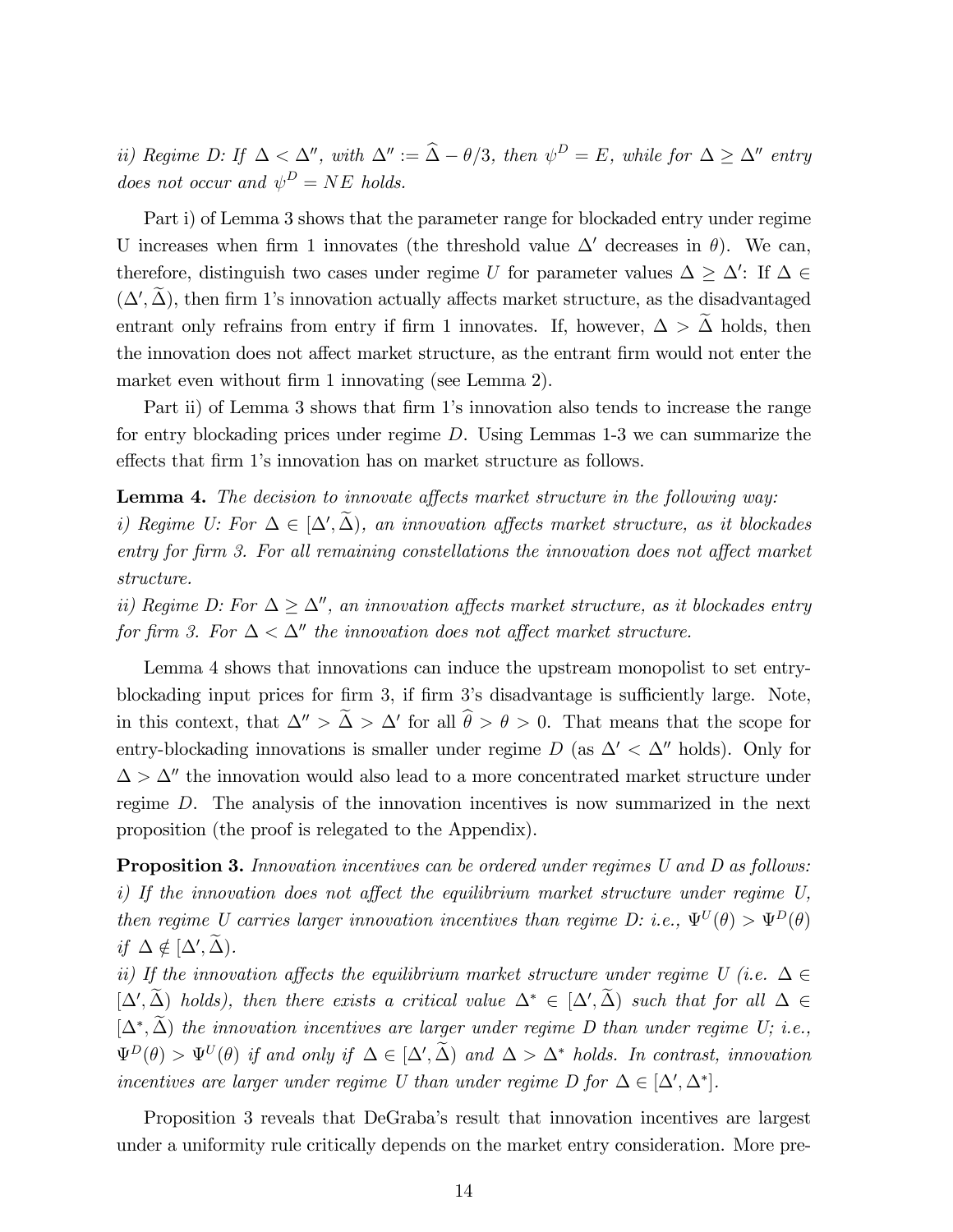*ii) Regime D: If $\Delta < \Delta''$, with $\Delta'' := \widehat{\Delta} - \theta/3$, then $\psi^D = E$, while for $\Delta \geq \Delta''$ entry does not occur and $\psi^D = NE$ holds.*

Part i) of Lemma 3 shows that the parameter range for blockaded entry under regime U increases when firm 1 innovates (the threshold value $\Delta'$ decreases in $\theta$). We can, therefore, distinguish two cases under regime $U$ for parameter values $\Delta \geq \Delta'$: If $\Delta \in (\Delta', \widetilde{\Delta})$, then firm 1's innovation actually affects market structure, as the disadvantaged entrant only refrains from entry if firm 1 innovates. If, however, $\Delta > \widetilde{\Delta}$ holds, then the innovation does not affect market structure, as the entrant firm would not enter the market even without firm 1 innovating (see Lemma 2).

Part ii) of Lemma 3 shows that firm 1's innovation also tends to increase the range for entry blockading prices under regime $D$. Using Lemmas 1-3 we can summarize the effects that firm 1's innovation has on market structure as follows.

**Lemma 4.** *The decision to innovate affects market structure in the following way:*
*i) Regime U: For $\Delta \in [\Delta', \widetilde{\Delta})$, an innovation affects market structure, as it blockades entry for firm 3. For all remaining constellations the innovation does not affect market structure.*
*ii) Regime D: For $\Delta \geq \Delta''$, an innovation affects market structure, as it blockades entry for firm 3. For $\Delta < \Delta''$ the innovation does not affect market structure.*

Lemma 4 shows that innovations can induce the upstream monopolist to set entry-blockading input prices for firm 3, if firm 3's disadvantage is sufficiently large. Note, in this context, that $\Delta'' > \widetilde{\Delta} > \Delta'$ for all $\widehat{\theta} > \theta > 0$. That means that the scope for entry-blockading innovations is smaller under regime $D$ (as $\Delta' < \Delta''$ holds). Only for $\Delta > \Delta''$ the innovation would also lead to a more concentrated market structure under regime $D$. The analysis of the innovation incentives is now summarized in the next proposition (the proof is relegated to the Appendix).

**Proposition 3.** *Innovation incentives can be ordered under regimes U and D as follows:*
*i) If the innovation does not affect the equilibrium market structure under regime U, then regime U carries larger innovation incentives than regime D: i.e., $\Psi^U(\theta) > \Psi^D(\theta)$ if $\Delta \notin [\Delta', \widetilde{\Delta})$.*
*ii) If the innovation affects the equilibrium market structure under regime U (i.e. $\Delta \in [\Delta', \widetilde{\Delta})$ holds), then there exists a critical value $\Delta^* \in [\Delta', \widetilde{\Delta})$ such that for all $\Delta \in [\Delta^*, \widetilde{\Delta})$ the innovation incentives are larger under regime D than under regime U; i.e., $\Psi^D(\theta) > \Psi^U(\theta)$ if and only if $\Delta \in [\Delta', \widetilde{\Delta})$ and $\Delta > \Delta^*$ holds. In contrast, innovation incentives are larger under regime U than under regime D for $\Delta \in [\Delta', \Delta^*]$.*

Proposition 3 reveals that DeGraba's result that innovation incentives are largest under a uniformity rule critically depends on the market entry consideration. More pre-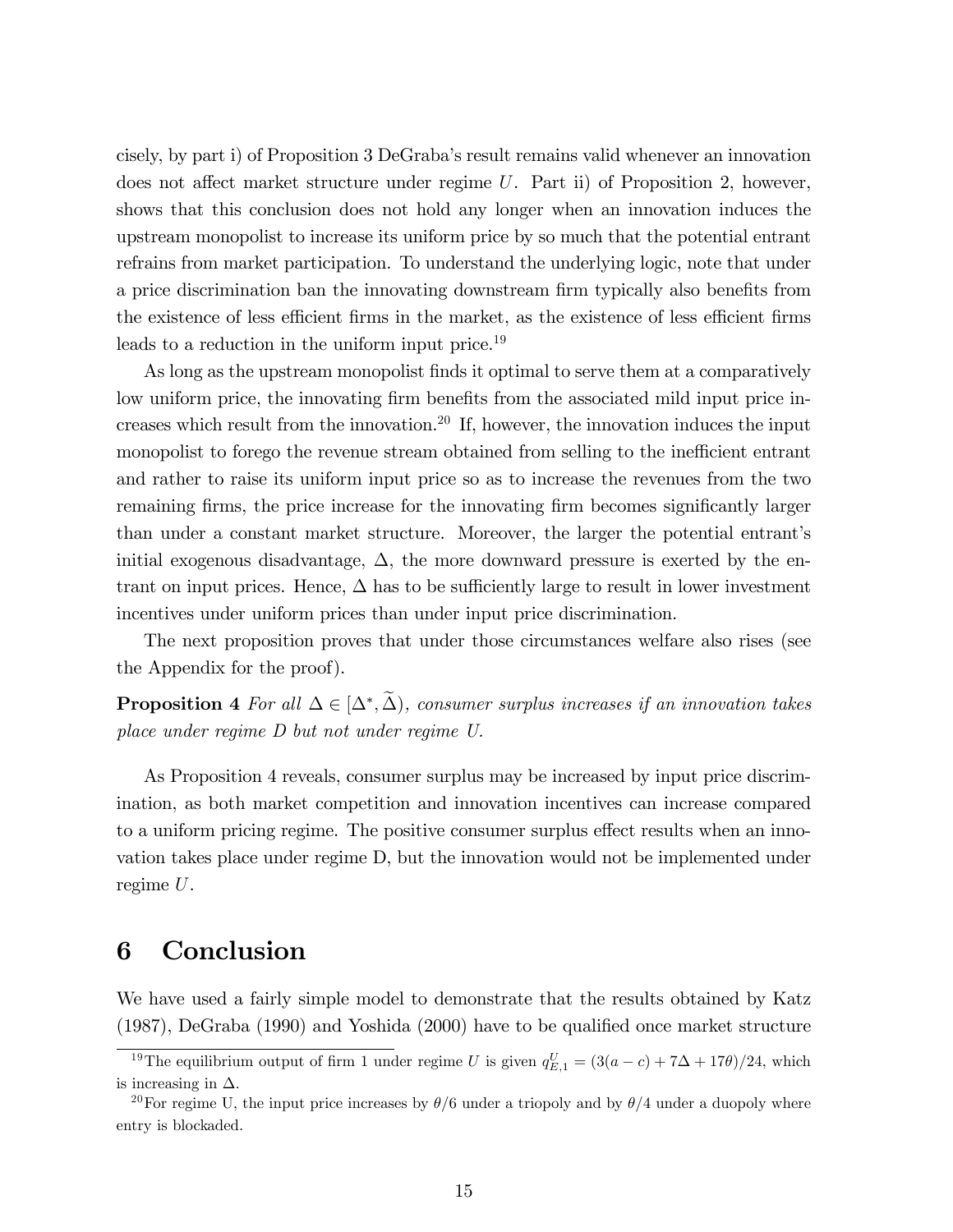cisely, by part i) of Proposition 3 DeGraba's result remains valid whenever an innovation does not affect market structure under regime $U$. Part ii) of Proposition 2, however, shows that this conclusion does not hold any longer when an innovation induces the upstream monopolist to increase its uniform price by so much that the potential entrant refrains from market participation. To understand the underlying logic, note that under a price discrimination ban the innovating downstream firm typically also benefits from the existence of less efficient firms in the market, as the existence of less efficient firms leads to a reduction in the uniform input price.[19]

As long as the upstream monopolist finds it optimal to serve them at a comparatively low uniform price, the innovating firm benefits from the associated mild input price increases which result from the innovation.[20] If, however, the innovation induces the input monopolist to forego the revenue stream obtained from selling to the inefficient entrant and rather to raise its uniform input price so as to increase the revenues from the two remaining firms, the price increase for the innovating firm becomes significantly larger than under a constant market structure. Moreover, the larger the potential entrant's initial exogenous disadvantage, $\Delta$, the more downward pressure is exerted by the entrant on input prices. Hence, $\Delta$ has to be sufficiently large to result in lower investment incentives under uniform prices than under input price discrimination.

The next proposition proves that under those circumstances welfare also rises (see the Appendix for the proof).

**Proposition 4** *For all $\Delta \in [\Delta^*, \widetilde{\Delta})$, consumer surplus increases if an innovation takes place under regime D but not under regime U.*

As Proposition 4 reveals, consumer surplus may be increased by input price discrimination, as both market competition and innovation incentives can increase compared to a uniform pricing regime. The positive consumer surplus effect results when an innovation takes place under regime D, but the innovation would not be implemented under regime $U$.

# 6 Conclusion

We have used a fairly simple model to demonstrate that the results obtained by Katz (1987), DeGraba (1990) and Yoshida (2000) have to be qualified once market structure

[19] The equilibrium output of firm 1 under regime $U$ is given $q_{E,1}^U = (3(a-c) + 7\Delta + 17\theta)/24$, which is increasing in $\Delta$.

[20] For regime U, the input price increases by $\theta/6$ under a triopoly and by $\theta/4$ under a duopoly where entry is blockaded.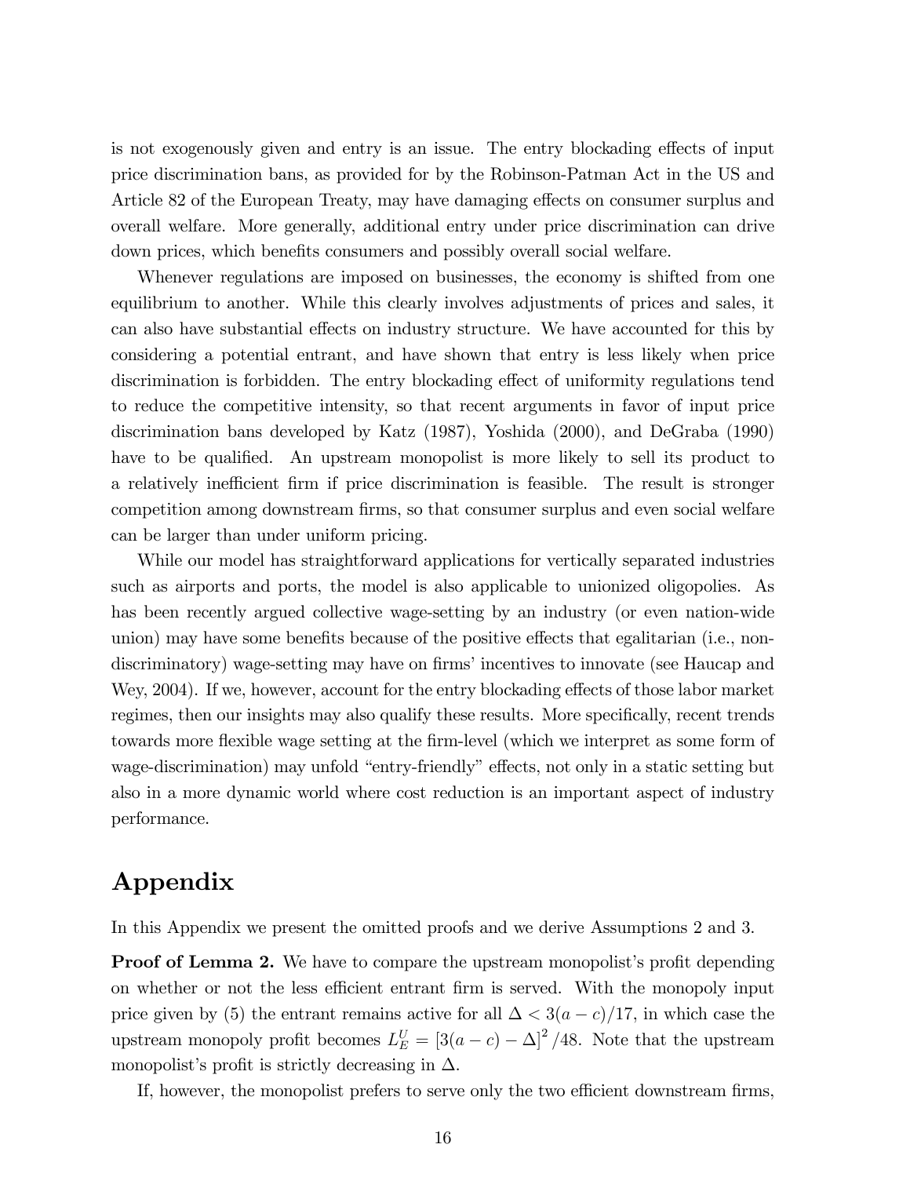is not exogenously given and entry is an issue. The entry blockading effects of input price discrimination bans, as provided for by the Robinson-Patman Act in the US and Article 82 of the European Treaty, may have damaging effects on consumer surplus and overall welfare. More generally, additional entry under price discrimination can drive down prices, which benefits consumers and possibly overall social welfare.

Whenever regulations are imposed on businesses, the economy is shifted from one equilibrium to another. While this clearly involves adjustments of prices and sales, it can also have substantial effects on industry structure. We have accounted for this by considering a potential entrant, and have shown that entry is less likely when price discrimination is forbidden. The entry blockading effect of uniformity regulations tend to reduce the competitive intensity, so that recent arguments in favor of input price discrimination bans developed by Katz (1987), Yoshida (2000), and DeGraba (1990) have to be qualified. An upstream monopolist is more likely to sell its product to a relatively inefficient firm if price discrimination is feasible. The result is stronger competition among downstream firms, so that consumer surplus and even social welfare can be larger than under uniform pricing.

While our model has straightforward applications for vertically separated industries such as airports and ports, the model is also applicable to unionized oligopolies. As has been recently argued collective wage-setting by an industry (or even nation-wide union) may have some benefits because of the positive effects that egalitarian (i.e., non-discriminatory) wage-setting may have on firms' incentives to innovate (see Haucap and Wey, 2004). If we, however, account for the entry blockading effects of those labor market regimes, then our insights may also qualify these results. More specifically, recent trends towards more flexible wage setting at the firm-level (which we interpret as some form of wage-discrimination) may unfold "entry-friendly" effects, not only in a static setting but also in a more dynamic world where cost reduction is an important aspect of industry performance.

# Appendix

In this Appendix we present the omitted proofs and we derive Assumptions 2 and 3.

**Proof of Lemma 2.** We have to compare the upstream monopolist's profit depending on whether or not the less efficient entrant firm is served. With the monopoly input price given by (5) the entrant remains active for all $\Delta < 3(a-c)/17$, in which case the upstream monopoly profit becomes $L_E^U = [3(a-c) - \Delta]^2 /48$. Note that the upstream monopolist's profit is strictly decreasing in $\Delta$.

If, however, the monopolist prefers to serve only the two efficient downstream firms,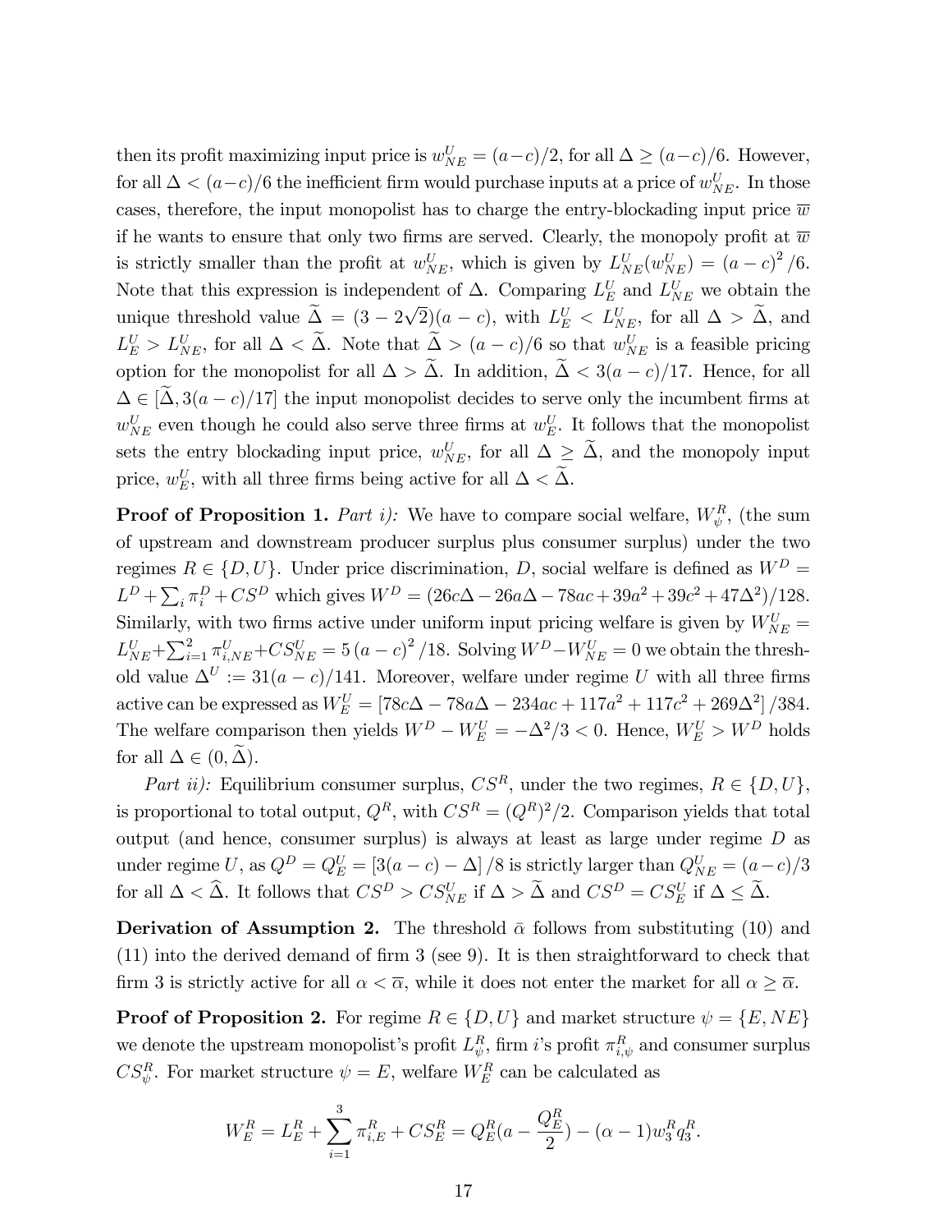then its profit maximizing input price is $w^U_{NE} = (a-c)/2$, for all $\Delta \geq (a-c)/6$. However, for all $\Delta < (a-c)/6$ the inefficient firm would purchase inputs at a price of $w^U_{NE}$. In those cases, therefore, the input monopolist has to charge the entry-blockading input price $\overline{w}$ if he wants to ensure that only two firms are served. Clearly, the monopoly profit at $\overline{w}$ is strictly smaller than the profit at $w^U_{NE}$, which is given by $L^U_{NE}(w^U_{NE}) = (a-c)^2/6$. Note that this expression is independent of $\Delta$. Comparing $L^U_E$ and $L^U_{NE}$ we obtain the unique threshold value $\widetilde{\Delta} = (3-2\sqrt{2})(a-c)$, with $L^U_E < L^U_{NE}$, for all $\Delta > \widetilde{\Delta}$, and $L^U_E > L^U_{NE}$, for all $\Delta < \widetilde{\Delta}$. Note that $\widetilde{\Delta} > (a-c)/6$ so that $w^U_{NE}$ is a feasible pricing option for the monopolist for all $\Delta > \widetilde{\Delta}$. In addition, $\widetilde{\Delta} < 3(a-c)/17$. Hence, for all $\Delta \in [\widetilde{\Delta}, 3(a-c)/17]$ the input monopolist decides to serve only the incumbent firms at $w^U_{NE}$ even though he could also serve three firms at $w^U_E$. It follows that the monopolist sets the entry blockading input price, $w^U_{NE}$, for all $\Delta \geq \widetilde{\Delta}$, and the monopoly input price, $w^U_E$, with all three firms being active for all $\Delta < \widetilde{\Delta}$.

**Proof of Proposition 1.** *Part i):* We have to compare social welfare, $W^R_\psi$, (the sum of upstream and downstream producer surplus plus consumer surplus) under the two regimes $R \in \{D, U\}$. Under price discrimination, $D$, social welfare is defined as $W^D = L^D + \sum_i \pi^D_i + CS^D$ which gives $W^D = (26c\Delta - 26a\Delta - 78ac + 39a^2 + 39c^2 + 47\Delta^2)/128$. Similarly, with two firms active under uniform input pricing welfare is given by $W^U_{NE} = L^U_{NE} + \sum_{i=1}^{2} \pi^U_{i,NE} + CS^U_{NE} = 5(a-c)^2/18$. Solving $W^D - W^U_{NE} = 0$ we obtain the threshold value $\Delta^U := 31(a-c)/141$. Moreover, welfare under regime $U$ with all three firms active can be expressed as $W^U_E = [78c\Delta - 78a\Delta - 234ac + 117a^2 + 117c^2 + 269\Delta^2]/384$. The welfare comparison then yields $W^D - W^U_E = -\Delta^2/3 < 0$. Hence, $W^U_E > W^D$ holds for all $\Delta \in (0, \widetilde{\Delta})$.

*Part ii):* Equilibrium consumer surplus, $CS^R$, under the two regimes, $R \in \{D, U\}$, is proportional to total output, $Q^R$, with $CS^R = (Q^R)^2/2$. Comparison yields that total output (and hence, consumer surplus) is always at least as large under regime $D$ as under regime $U$, as $Q^D = Q^U_E = [3(a-c) - \Delta]/8$ is strictly larger than $Q^U_{NE} = (a-c)/3$ for all $\Delta < \widehat{\Delta}$. It follows that $CS^D > CS^U_{NE}$ if $\Delta > \widetilde{\Delta}$ and $CS^D = CS^U_E$ if $\Delta \leq \widetilde{\Delta}$.

**Derivation of Assumption 2.** The threshold $\bar{\alpha}$ follows from substituting (10) and (11) into the derived demand of firm 3 (see 9). It is then straightforward to check that firm 3 is strictly active for all $\alpha < \overline{\alpha}$, while it does not enter the market for all $\alpha \geq \overline{\alpha}$.

**Proof of Proposition 2.** For regime $R \in \{D, U\}$ and market structure $\psi = \{E, NE\}$ we denote the upstream monopolist's profit $L^R_\psi$, firm $i$'s profit $\pi^R_{i,\psi}$ and consumer surplus $CS^R_\psi$. For market structure $\psi = E$, welfare $W^R_E$ can be calculated as

$$W^R_E = L^R_E + \sum_{i=1}^{3} \pi^R_{i,E} + CS^R_E = Q^R_E(a - \frac{Q^R_E}{2}) - (\alpha - 1)w^R_3 q^R_3.$$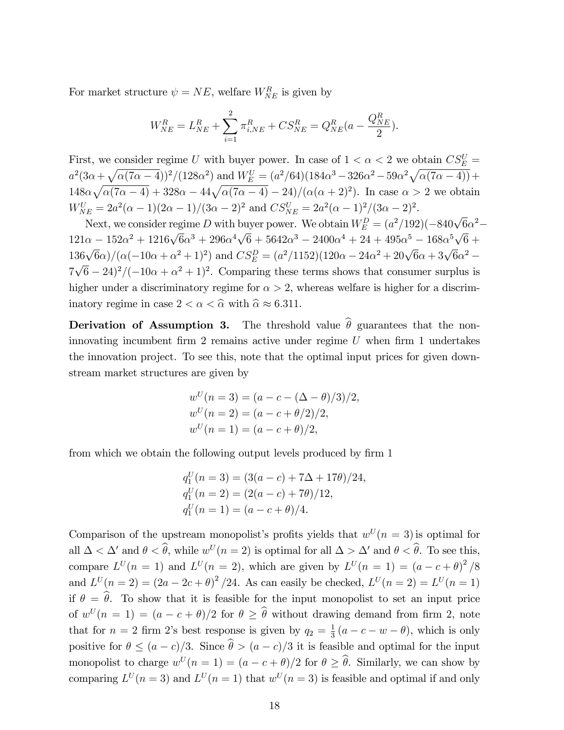For market structure $\psi = NE$, welfare $W^R_{NE}$ is given by

$$W^R_{NE} = L^R_{NE} + \sum_{i=1}^{2} \pi^R_{i,NE} + CS^R_{NE} = Q^R_{NE}(a - \frac{Q^R_{NE}}{2}).$$

First, we consider regime $U$ with buyer power. In case of $1 < \alpha < 2$ we obtain $CS^U_E = a^2(3\alpha + \sqrt{\alpha(7\alpha - 4)})^2/(128\alpha^2)$ and $W^U_E = (a^2/64)(184\alpha^3 - 326\alpha^2 - 59\alpha^2\sqrt{\alpha(7\alpha - 4)}) + 148\alpha\sqrt{\alpha(7\alpha - 4)} + 328\alpha - 44\sqrt{\alpha(7\alpha - 4)} - 24)/(\alpha(\alpha + 2)^2)$. In case $\alpha > 2$ we obtain $W^U_{NE} = 2a^2(\alpha - 1)(2\alpha - 1)/(3\alpha - 2)^2$ and $CS^U_{NE} = 2a^2(\alpha - 1)^2/(3\alpha - 2)^2$.

Next, we consider regime $D$ with buyer power. We obtain $W^D_E = (a^2/192)(-840\sqrt{6}\alpha^2 - 121\alpha - 152\alpha^2 + 1216\sqrt{6}\alpha^3 + 296\alpha^4\sqrt{6} + 5642\alpha^3 - 2400\alpha^4 + 24 + 495\alpha^5 - 168\alpha^5\sqrt{6} + 136\sqrt{6}\alpha)/(\alpha(-10\alpha + \alpha^2 + 1)^2)$ and $CS^D_E = (a^2/1152)(120\alpha - 24\alpha^2 + 20\sqrt{6}\alpha + 3\sqrt{6}\alpha^2 - 7\sqrt{6} - 24)^2/(-10\alpha + \alpha^2 + 1)^2$. Comparing these terms shows that consumer surplus is higher under a discriminatory regime for $\alpha > 2$, whereas welfare is higher for a discriminatory regime in case $2 < \alpha < \widehat{\alpha}$ with $\widehat{\alpha} \approx 6.311$.

**Derivation of Assumption 3.** The threshold value $\widehat{\theta}$ guarantees that the non-innovating incumbent firm 2 remains active under regime $U$ when firm 1 undertakes the innovation project. To see this, note that the optimal input prices for given downstream market structures are given by

$$\begin{aligned}
w^U(n = 3) &= (a - c - (\Delta - \theta)/3)/2, \\
w^U(n = 2) &= (a - c + \theta/2)/2, \\
w^U(n = 1) &= (a - c + \theta)/2,
\end{aligned}$$

from which we obtain the following output levels produced by firm 1

$$\begin{aligned}
q^U_1(n = 3) &= (3(a - c) + 7\Delta + 17\theta)/24, \\
q^U_1(n = 2) &= (2(a - c) + 7\theta)/12, \\
q^U_1(n = 1) &= (a - c + \theta)/4.
\end{aligned}$$

Comparison of the upstream monopolist's profits yields that $w^U(n = 3)$ is optimal for all $\Delta < \Delta'$ and $\theta < \widehat{\theta}$, while $w^U(n = 2)$ is optimal for all $\Delta > \Delta'$ and $\theta < \widehat{\theta}$. To see this, compare $L^U(n = 1)$ and $L^U(n = 2)$, which are given by $L^U(n = 1) = (a - c + \theta)^2/8$ and $L^U(n = 2) = (2a - 2c + \theta)^2/24$. As can easily be checked, $L^U(n = 2) = L^U(n = 1)$ if $\theta = \widehat{\theta}$. To show that it is feasible for the input monopolist to set an input price of $w^U(n = 1) = (a - c + \theta)/2$ for $\theta \geq \widehat{\theta}$ without drawing demand from firm 2, note that for $n = 2$ firm 2's best response is given by $q_2 = \frac{1}{3}(a - c - w - \theta)$, which is only positive for $\theta \leq (a - c)/3$. Since $\widehat{\theta} > (a - c)/3$ it is feasible and optimal for the input monopolist to charge $w^U(n = 1) = (a - c + \theta)/2$ for $\theta \geq \widehat{\theta}$. Similarly, we can show by comparing $L^U(n = 3)$ and $L^U(n = 1)$ that $w^U(n = 3)$ is feasible and optimal if and only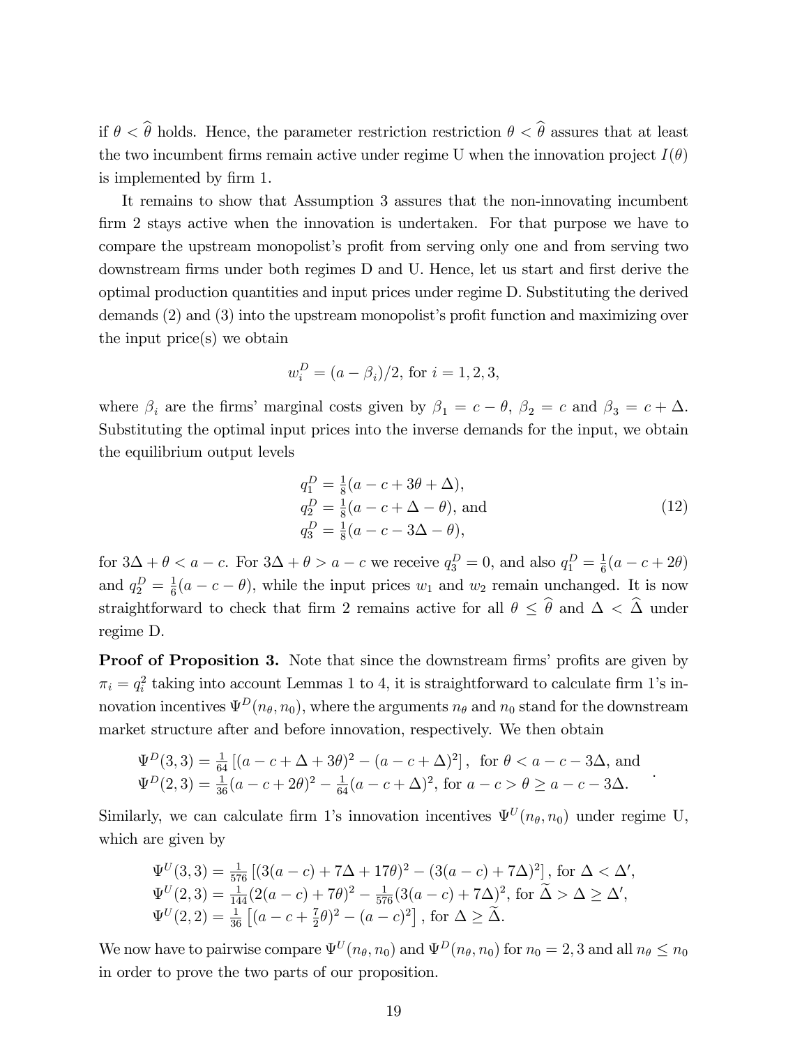if $\theta < \widehat{\theta}$ holds. Hence, the parameter restriction restriction $\theta < \widehat{\theta}$ assures that at least the two incumbent firms remain active under regime U when the innovation project $I(\theta)$ is implemented by firm 1.

It remains to show that Assumption 3 assures that the non-innovating incumbent firm 2 stays active when the innovation is undertaken. For that purpose we have to compare the upstream monopolist's profit from serving only one and from serving two downstream firms under both regimes D and U. Hence, let us start and first derive the optimal production quantities and input prices under regime D. Substituting the derived demands (2) and (3) into the upstream monopolist's profit function and maximizing over the input price(s) we obtain

$$w_i^D = (a - \beta_i)/2, \text{ for } i = 1, 2, 3,$$

where $\beta_i$ are the firms' marginal costs given by $\beta_1 = c - \theta$, $\beta_2 = c$ and $\beta_3 = c + \Delta$. Substituting the optimal input prices into the inverse demands for the input, we obtain the equilibrium output levels

$$\begin{aligned} q_1^D &= \tfrac{1}{8}(a - c + 3\theta + \Delta), \\ q_2^D &= \tfrac{1}{8}(a - c + \Delta - \theta), \text{ and} \\ q_3^D &= \tfrac{1}{8}(a - c - 3\Delta - \theta), \end{aligned} \tag{12}$$

for $3\Delta + \theta < a - c$. For $3\Delta + \theta > a - c$ we receive $q_3^D = 0$, and also $q_1^D = \frac{1}{6}(a - c + 2\theta)$ and $q_2^D = \frac{1}{6}(a - c - \theta)$, while the input prices $w_1$ and $w_2$ remain unchanged. It is now straightforward to check that firm 2 remains active for all $\theta \leq \widehat{\theta}$ and $\Delta < \widehat{\Delta}$ under regime D.

**Proof of Proposition 3.** Note that since the downstream firms' profits are given by $\pi_i = q_i^2$ taking into account Lemmas 1 to 4, it is straightforward to calculate firm 1's innovation incentives $\Psi^D(n_\theta, n_0)$, where the arguments $n_\theta$ and $n_0$ stand for the downstream market structure after and before innovation, respectively. We then obtain

$$\begin{aligned} \Psi^D(3,3) &= \tfrac{1}{64}\left[(a - c + \Delta + 3\theta)^2 - (a - c + \Delta)^2\right], \text{ for } \theta < a - c - 3\Delta, \text{ and} \\ \Psi^D(2,3) &= \tfrac{1}{36}(a - c + 2\theta)^2 - \tfrac{1}{64}(a - c + \Delta)^2, \text{ for } a - c > \theta \geq a - c - 3\Delta. \end{aligned}$$

Similarly, we can calculate firm 1's innovation incentives $\Psi^U(n_\theta, n_0)$ under regime U, which are given by

$$\begin{aligned} \Psi^U(3,3) &= \tfrac{1}{576}\left[(3(a - c) + 7\Delta + 17\theta)^2 - (3(a - c) + 7\Delta)^2\right], \text{ for } \Delta < \Delta', \\ \Psi^U(2,3) &= \tfrac{1}{144}(2(a - c) + 7\theta)^2 - \tfrac{1}{576}(3(a - c) + 7\Delta)^2, \text{ for } \widetilde{\Delta} > \Delta \geq \Delta', \\ \Psi^U(2,2) &= \tfrac{1}{36}\left[(a - c + \tfrac{7}{2}\theta)^2 - (a - c)^2\right], \text{ for } \Delta \geq \widetilde{\Delta}. \end{aligned}$$

We now have to pairwise compare $\Psi^U(n_\theta, n_0)$ and $\Psi^D(n_\theta, n_0)$ for $n_0 = 2, 3$ and all $n_\theta \leq n_0$ in order to prove the two parts of our proposition.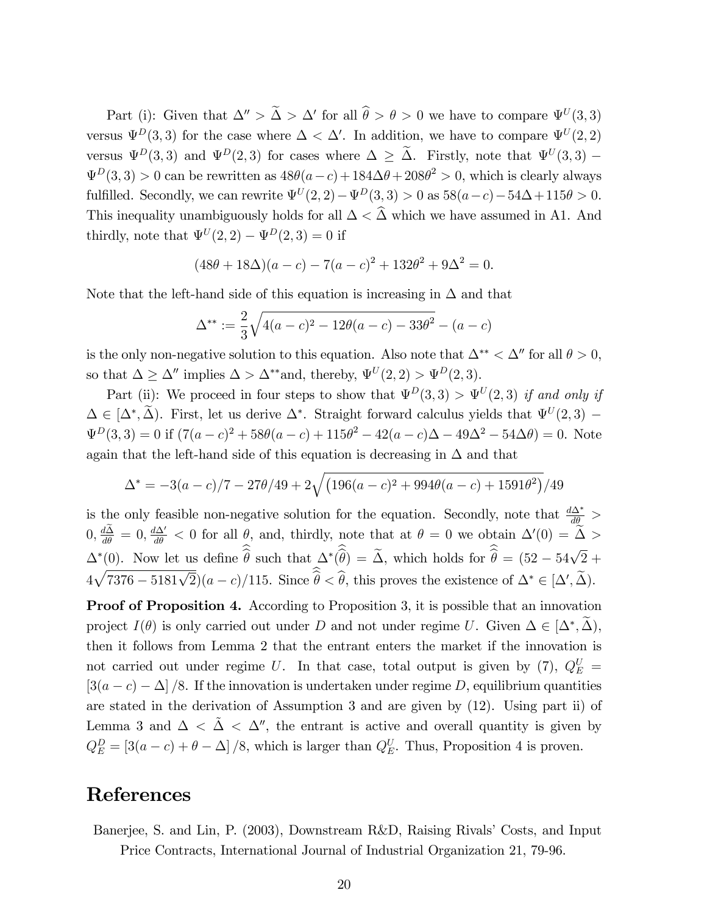Part (i): Given that $\Delta'' > \widetilde{\Delta} > \Delta'$ for all $\widehat{\theta} > \theta > 0$ we have to compare $\Psi^U(3,3)$ versus $\Psi^D(3,3)$ for the case where $\Delta < \Delta'$. In addition, we have to compare $\Psi^U(2,2)$ versus $\Psi^D(3,3)$ and $\Psi^D(2,3)$ for cases where $\Delta \geq \widetilde{\Delta}$. Firstly, note that $\Psi^U(3,3) - \Psi^D(3,3) > 0$ can be rewritten as $48\theta(a-c) + 184\Delta\theta + 208\theta^2 > 0$, which is clearly always fulfilled. Secondly, we can rewrite $\Psi^U(2,2) - \Psi^D(3,3) > 0$ as $58(a-c) - 54\Delta + 115\theta > 0$. This inequality unambiguously holds for all $\Delta < \widehat{\Delta}$ which we have assumed in A1. And thirdly, note that $\Psi^U(2,2) - \Psi^D(2,3) = 0$ if

$$(48\theta + 18\Delta)(a-c) - 7(a-c)^2 + 132\theta^2 + 9\Delta^2 = 0.$$

Note that the left-hand side of this equation is increasing in $\Delta$ and that

$$\Delta^{**} := \frac{2}{3}\sqrt{4(a-c)^2 - 12\theta(a-c) - 33\theta^2} - (a-c)$$

is the only non-negative solution to this equation. Also note that $\Delta^{**} < \Delta''$ for all $\theta > 0$, so that $\Delta \geq \Delta''$ implies $\Delta > \Delta^{**}$and, thereby, $\Psi^U(2,2) > \Psi^D(2,3)$.

Part (ii): We proceed in four steps to show that $\Psi^D(3,3) > \Psi^U(2,3)$ *if and only if* $\Delta \in [\Delta^*, \widetilde{\Delta})$. First, let us derive $\Delta^*$. Straight forward calculus yields that $\Psi^U(2,3) - \Psi^D(3,3) = 0$ if $(7(a-c)^2 + 58\theta(a-c) + 115\theta^2 - 42(a-c)\Delta - 49\Delta^2 - 54\Delta\theta) = 0$. Note again that the left-hand side of this equation is decreasing in $\Delta$ and that

$$\Delta^* = -3(a-c)/7 - 27\theta/49 + 2\sqrt{\left(196(a-c)^2 + 994\theta(a-c) + 1591\theta^2\right)}/49$$

is the only feasible non-negative solution for the equation. Secondly, note that $\frac{d\Delta^*}{d\theta} > 0, \frac{d\widetilde{\Delta}}{d\theta} = 0, \frac{d\Delta'}{d\theta} < 0$ for all $\theta$, and, thirdly, note that at $\theta = 0$ we obtain $\Delta'(0) = \widetilde{\Delta} > \Delta^*(0)$. Now let us define $\widehat{\widehat{\theta}}$ such that $\Delta^*(\widehat{\widehat{\theta}}) = \widetilde{\Delta}$, which holds for $\widehat{\widehat{\theta}} = (52 - 54\sqrt{2} + 4\sqrt{7376 - 5181\sqrt{2}})(a-c)/115$. Since $\widehat{\widehat{\theta}} < \widehat{\theta}$, this proves the existence of $\Delta^* \in [\Delta', \widetilde{\Delta})$.

**Proof of Proposition 4.** According to Proposition 3, it is possible that an innovation project $I(\theta)$ is only carried out under $D$ and not under regime $U$. Given $\Delta \in [\Delta^*, \widetilde{\Delta})$, then it follows from Lemma 2 that the entrant enters the market if the innovation is not carried out under regime $U$. In that case, total output is given by (7), $Q_E^U = [3(a-c) - \Delta]/8$. If the innovation is undertaken under regime $D$, equilibrium quantities are stated in the derivation of Assumption 3 and are given by (12). Using part ii) of Lemma 3 and $\Delta < \tilde{\Delta} < \Delta''$, the entrant is active and overall quantity is given by $Q_E^D = [3(a-c) + \theta - \Delta]/8$, which is larger than $Q_E^U$. Thus, Proposition 4 is proven.

# References

Banerjee, S. and Lin, P. (2003), Downstream R&D, Raising Rivals' Costs, and Input Price Contracts, International Journal of Industrial Organization 21, 79-96.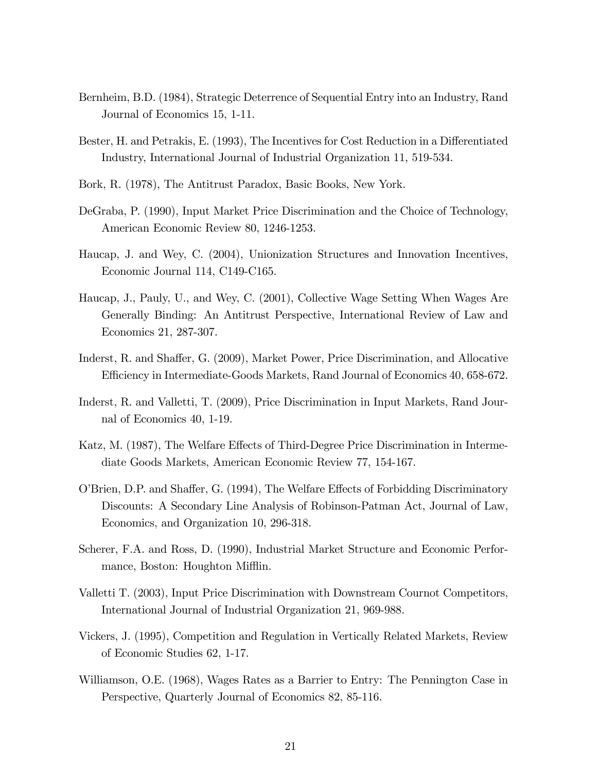Bernheim, B.D. (1984), Strategic Deterrence of Sequential Entry into an Industry, Rand Journal of Economics 15, 1-11.

Bester, H. and Petrakis, E. (1993), The Incentives for Cost Reduction in a Differentiated Industry, International Journal of Industrial Organization 11, 519-534.

Bork, R. (1978), The Antitrust Paradox, Basic Books, New York.

DeGraba, P. (1990), Input Market Price Discrimination and the Choice of Technology, American Economic Review 80, 1246-1253.

Haucap, J. and Wey, C. (2004), Unionization Structures and Innovation Incentives, Economic Journal 114, C149-C165.

Haucap, J., Pauly, U., and Wey, C. (2001), Collective Wage Setting When Wages Are Generally Binding: An Antitrust Perspective, International Review of Law and Economics 21, 287-307.

Inderst, R. and Shaffer, G. (2009), Market Power, Price Discrimination, and Allocative Efficiency in Intermediate-Goods Markets, Rand Journal of Economics 40, 658-672.

Inderst, R. and Valletti, T. (2009), Price Discrimination in Input Markets, Rand Journal of Economics 40, 1-19.

Katz, M. (1987), The Welfare Effects of Third-Degree Price Discrimination in Intermediate Goods Markets, American Economic Review 77, 154-167.

O'Brien, D.P. and Shaffer, G. (1994), The Welfare Effects of Forbidding Discriminatory Discounts: A Secondary Line Analysis of Robinson-Patman Act, Journal of Law, Economics, and Organization 10, 296-318.

Scherer, F.A. and Ross, D. (1990), Industrial Market Structure and Economic Performance, Boston: Houghton Mifflin.

Valletti T. (2003), Input Price Discrimination with Downstream Cournot Competitors, International Journal of Industrial Organization 21, 969-988.

Vickers, J. (1995), Competition and Regulation in Vertically Related Markets, Review of Economic Studies 62, 1-17.

Williamson, O.E. (1968), Wages Rates as a Barrier to Entry: The Pennington Case in Perspective, Quarterly Journal of Economics 82, 85-116.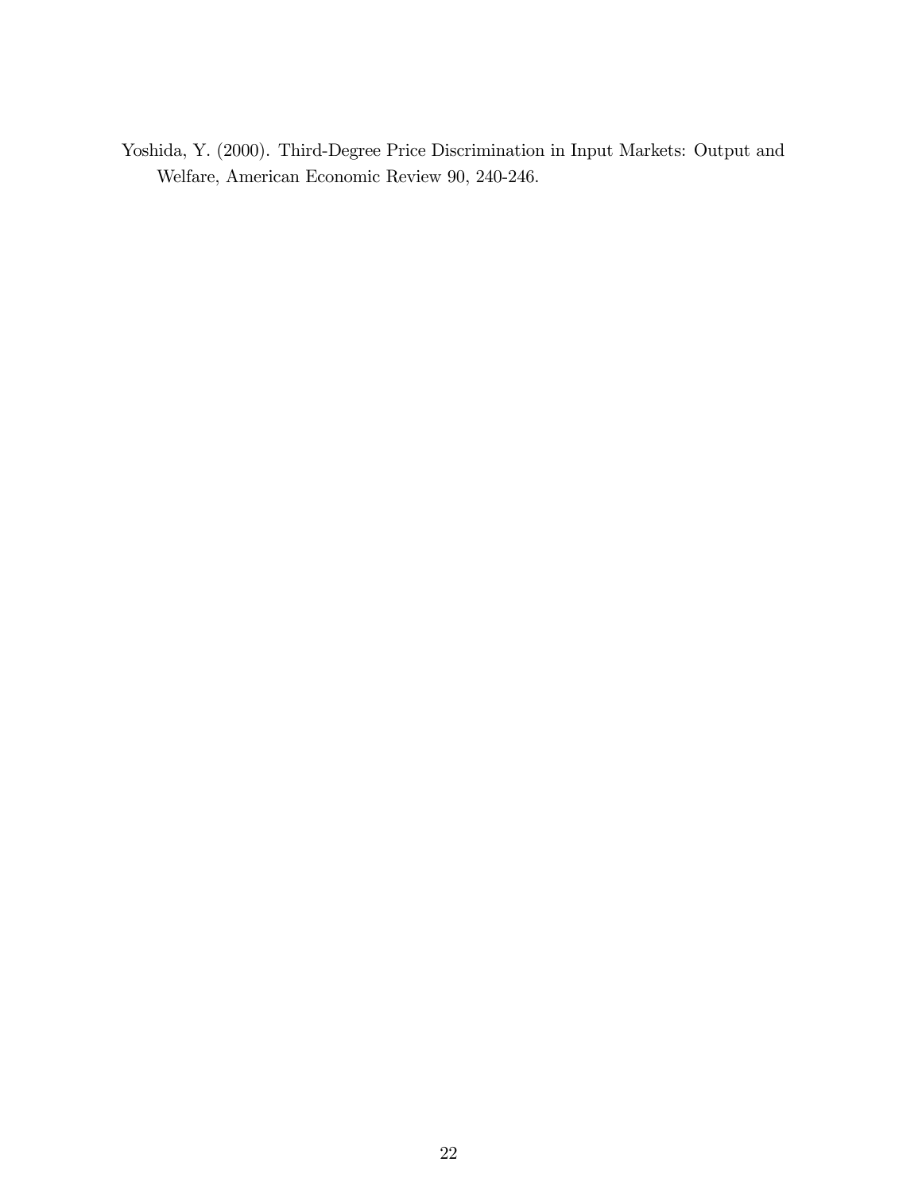Yoshida, Y. (2000). Third-Degree Price Discrimination in Input Markets: Output and Welfare, American Economic Review 90, 240-246.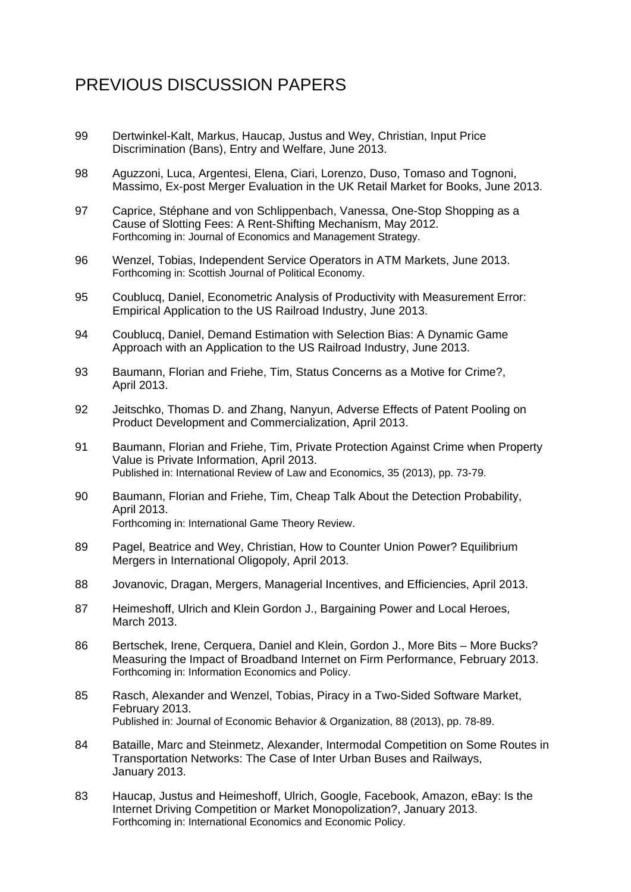# PREVIOUS DISCUSSION PAPERS

99 Dertwinkel-Kalt, Markus, Haucap, Justus and Wey, Christian, Input Price Discrimination (Bans), Entry and Welfare, June 2013.

98 Aguzzoni, Luca, Argentesi, Elena, Ciari, Lorenzo, Duso, Tomaso and Tognoni, Massimo, Ex-post Merger Evaluation in the UK Retail Market for Books, June 2013.

97 Caprice, Stéphane and von Schlippenbach, Vanessa, One-Stop Shopping as a Cause of Slotting Fees: A Rent-Shifting Mechanism, May 2012.
Forthcoming in: Journal of Economics and Management Strategy.

96 Wenzel, Tobias, Independent Service Operators in ATM Markets, June 2013.
Forthcoming in: Scottish Journal of Political Economy.

95 Coublucq, Daniel, Econometric Analysis of Productivity with Measurement Error: Empirical Application to the US Railroad Industry, June 2013.

94 Coublucq, Daniel, Demand Estimation with Selection Bias: A Dynamic Game Approach with an Application to the US Railroad Industry, June 2013.

93 Baumann, Florian and Friehe, Tim, Status Concerns as a Motive for Crime?, April 2013.

92 Jeitschko, Thomas D. and Zhang, Nanyun, Adverse Effects of Patent Pooling on Product Development and Commercialization, April 2013.

91 Baumann, Florian and Friehe, Tim, Private Protection Against Crime when Property Value is Private Information, April 2013.
Published in: International Review of Law and Economics, 35 (2013), pp. 73-79.

90 Baumann, Florian and Friehe, Tim, Cheap Talk About the Detection Probability, April 2013.
Forthcoming in: International Game Theory Review.

89 Pagel, Beatrice and Wey, Christian, How to Counter Union Power? Equilibrium Mergers in International Oligopoly, April 2013.

88 Jovanovic, Dragan, Mergers, Managerial Incentives, and Efficiencies, April 2013.

87 Heimeshoff, Ulrich and Klein Gordon J., Bargaining Power and Local Heroes, March 2013.

86 Bertschek, Irene, Cerquera, Daniel and Klein, Gordon J., More Bits – More Bucks? Measuring the Impact of Broadband Internet on Firm Performance, February 2013.
Forthcoming in: Information Economics and Policy.

85 Rasch, Alexander and Wenzel, Tobias, Piracy in a Two-Sided Software Market, February 2013.
Published in: Journal of Economic Behavior & Organization, 88 (2013), pp. 78-89.

84 Bataille, Marc and Steinmetz, Alexander, Intermodal Competition on Some Routes in Transportation Networks: The Case of Inter Urban Buses and Railways, January 2013.

83 Haucap, Justus and Heimeshoff, Ulrich, Google, Facebook, Amazon, eBay: Is the Internet Driving Competition or Market Monopolization?, January 2013.
Forthcoming in: International Economics and Economic Policy.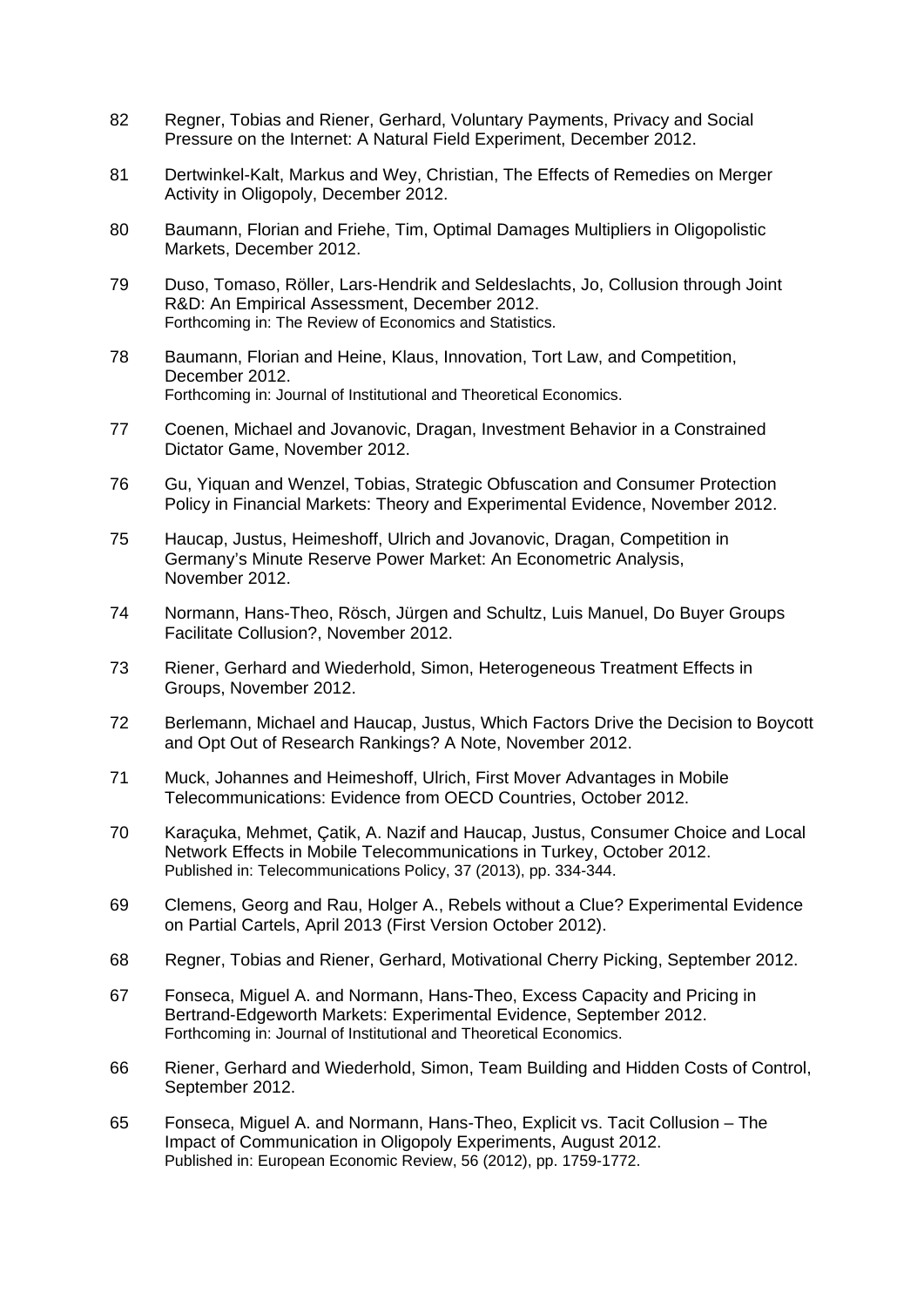82 Regner, Tobias and Riener, Gerhard, Voluntary Payments, Privacy and Social Pressure on the Internet: A Natural Field Experiment, December 2012.

81 Dertwinkel-Kalt, Markus and Wey, Christian, The Effects of Remedies on Merger Activity in Oligopoly, December 2012.

80 Baumann, Florian and Friehe, Tim, Optimal Damages Multipliers in Oligopolistic Markets, December 2012.

79 Duso, Tomaso, Röller, Lars-Hendrik and Seldeslachts, Jo, Collusion through Joint R&D: An Empirical Assessment, December 2012.
Forthcoming in: The Review of Economics and Statistics.

78 Baumann, Florian and Heine, Klaus, Innovation, Tort Law, and Competition, December 2012.
Forthcoming in: Journal of Institutional and Theoretical Economics.

77 Coenen, Michael and Jovanovic, Dragan, Investment Behavior in a Constrained Dictator Game, November 2012.

76 Gu, Yiquan and Wenzel, Tobias, Strategic Obfuscation and Consumer Protection Policy in Financial Markets: Theory and Experimental Evidence, November 2012.

75 Haucap, Justus, Heimeshoff, Ulrich and Jovanovic, Dragan, Competition in Germany's Minute Reserve Power Market: An Econometric Analysis, November 2012.

74 Normann, Hans-Theo, Rösch, Jürgen and Schultz, Luis Manuel, Do Buyer Groups Facilitate Collusion?, November 2012.

73 Riener, Gerhard and Wiederhold, Simon, Heterogeneous Treatment Effects in Groups, November 2012.

72 Berlemann, Michael and Haucap, Justus, Which Factors Drive the Decision to Boycott and Opt Out of Research Rankings? A Note, November 2012.

71 Muck, Johannes and Heimeshoff, Ulrich, First Mover Advantages in Mobile Telecommunications: Evidence from OECD Countries, October 2012.

70 Karaçuka, Mehmet, Çatik, A. Nazif and Haucap, Justus, Consumer Choice and Local Network Effects in Mobile Telecommunications in Turkey, October 2012.
Published in: Telecommunications Policy, 37 (2013), pp. 334-344.

69 Clemens, Georg and Rau, Holger A., Rebels without a Clue? Experimental Evidence on Partial Cartels, April 2013 (First Version October 2012).

68 Regner, Tobias and Riener, Gerhard, Motivational Cherry Picking, September 2012.

67 Fonseca, Miguel A. and Normann, Hans-Theo, Excess Capacity and Pricing in Bertrand-Edgeworth Markets: Experimental Evidence, September 2012.
Forthcoming in: Journal of Institutional and Theoretical Economics.

66 Riener, Gerhard and Wiederhold, Simon, Team Building and Hidden Costs of Control, September 2012.

65 Fonseca, Miguel A. and Normann, Hans-Theo, Explicit vs. Tacit Collusion – The Impact of Communication in Oligopoly Experiments, August 2012.
Published in: European Economic Review, 56 (2012), pp. 1759-1772.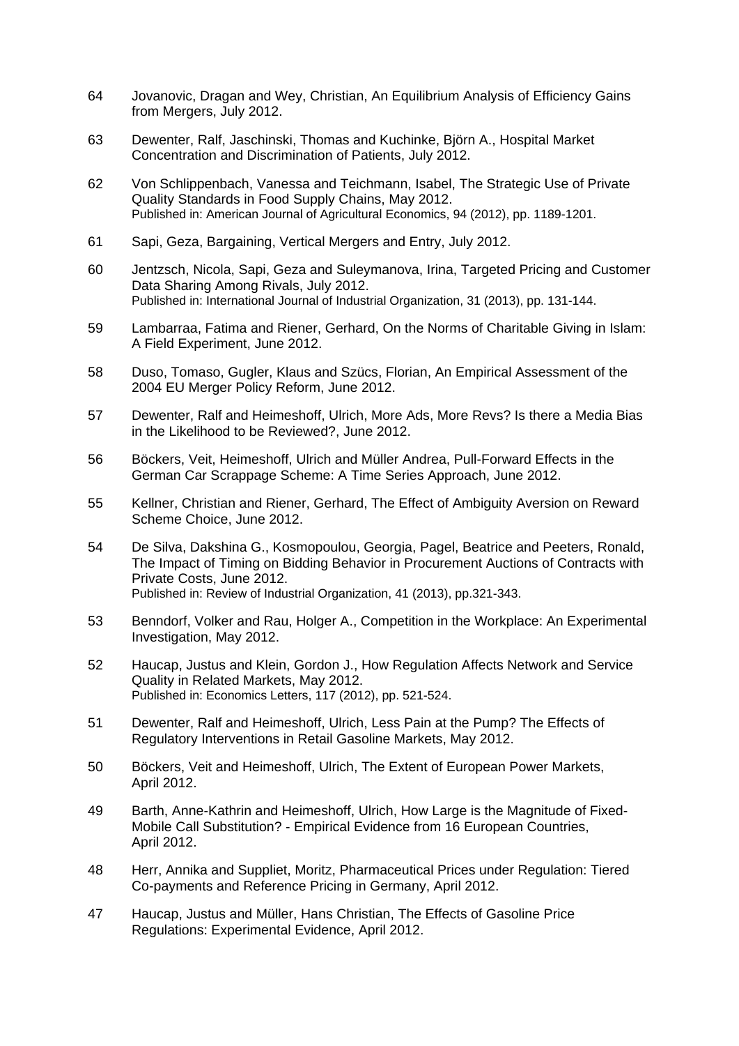64 Jovanovic, Dragan and Wey, Christian, An Equilibrium Analysis of Efficiency Gains from Mergers, July 2012.

63 Dewenter, Ralf, Jaschinski, Thomas and Kuchinke, Björn A., Hospital Market Concentration and Discrimination of Patients, July 2012.

62 Von Schlippenbach, Vanessa and Teichmann, Isabel, The Strategic Use of Private Quality Standards in Food Supply Chains, May 2012.
Published in: American Journal of Agricultural Economics, 94 (2012), pp. 1189-1201.

61 Sapi, Geza, Bargaining, Vertical Mergers and Entry, July 2012.

60 Jentzsch, Nicola, Sapi, Geza and Suleymanova, Irina, Targeted Pricing and Customer Data Sharing Among Rivals, July 2012.
Published in: International Journal of Industrial Organization, 31 (2013), pp. 131-144.

59 Lambarraa, Fatima and Riener, Gerhard, On the Norms of Charitable Giving in Islam: A Field Experiment, June 2012.

58 Duso, Tomaso, Gugler, Klaus and Szücs, Florian, An Empirical Assessment of the 2004 EU Merger Policy Reform, June 2012.

57 Dewenter, Ralf and Heimeshoff, Ulrich, More Ads, More Revs? Is there a Media Bias in the Likelihood to be Reviewed?, June 2012.

56 Böckers, Veit, Heimeshoff, Ulrich and Müller Andrea, Pull-Forward Effects in the German Car Scrappage Scheme: A Time Series Approach, June 2012.

55 Kellner, Christian and Riener, Gerhard, The Effect of Ambiguity Aversion on Reward Scheme Choice, June 2012.

54 De Silva, Dakshina G., Kosmopoulou, Georgia, Pagel, Beatrice and Peeters, Ronald, The Impact of Timing on Bidding Behavior in Procurement Auctions of Contracts with Private Costs, June 2012.
Published in: Review of Industrial Organization, 41 (2013), pp.321-343.

53 Benndorf, Volker and Rau, Holger A., Competition in the Workplace: An Experimental Investigation, May 2012.

52 Haucap, Justus and Klein, Gordon J., How Regulation Affects Network and Service Quality in Related Markets, May 2012.
Published in: Economics Letters, 117 (2012), pp. 521-524.

51 Dewenter, Ralf and Heimeshoff, Ulrich, Less Pain at the Pump? The Effects of Regulatory Interventions in Retail Gasoline Markets, May 2012.

50 Böckers, Veit and Heimeshoff, Ulrich, The Extent of European Power Markets, April 2012.

49 Barth, Anne-Kathrin and Heimeshoff, Ulrich, How Large is the Magnitude of Fixed-Mobile Call Substitution? - Empirical Evidence from 16 European Countries, April 2012.

48 Herr, Annika and Suppliet, Moritz, Pharmaceutical Prices under Regulation: Tiered Co-payments and Reference Pricing in Germany, April 2012.

47 Haucap, Justus and Müller, Hans Christian, The Effects of Gasoline Price Regulations: Experimental Evidence, April 2012.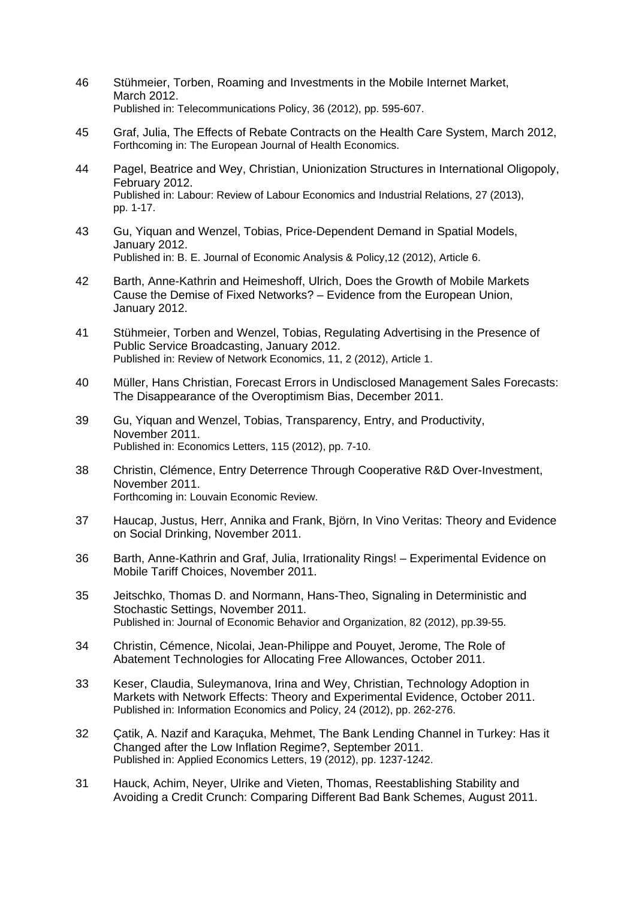46 Stühmeier, Torben, Roaming and Investments in the Mobile Internet Market, March 2012.
Published in: Telecommunications Policy, 36 (2012), pp. 595-607.

45 Graf, Julia, The Effects of Rebate Contracts on the Health Care System, March 2012,
Forthcoming in: The European Journal of Health Economics.

44 Pagel, Beatrice and Wey, Christian, Unionization Structures in International Oligopoly, February 2012.
Published in: Labour: Review of Labour Economics and Industrial Relations, 27 (2013), pp. 1-17.

43 Gu, Yiquan and Wenzel, Tobias, Price-Dependent Demand in Spatial Models, January 2012.
Published in: B. E. Journal of Economic Analysis & Policy,12 (2012), Article 6.

42 Barth, Anne-Kathrin and Heimeshoff, Ulrich, Does the Growth of Mobile Markets Cause the Demise of Fixed Networks? – Evidence from the European Union, January 2012.

41 Stühmeier, Torben and Wenzel, Tobias, Regulating Advertising in the Presence of Public Service Broadcasting, January 2012.
Published in: Review of Network Economics, 11, 2 (2012), Article 1.

40 Müller, Hans Christian, Forecast Errors in Undisclosed Management Sales Forecasts: The Disappearance of the Overoptimism Bias, December 2011.

39 Gu, Yiquan and Wenzel, Tobias, Transparency, Entry, and Productivity, November 2011.
Published in: Economics Letters, 115 (2012), pp. 7-10.

38 Christin, Clémence, Entry Deterrence Through Cooperative R&D Over-Investment, November 2011.
Forthcoming in: Louvain Economic Review.

37 Haucap, Justus, Herr, Annika and Frank, Björn, In Vino Veritas: Theory and Evidence on Social Drinking, November 2011.

36 Barth, Anne-Kathrin and Graf, Julia, Irrationality Rings! – Experimental Evidence on Mobile Tariff Choices, November 2011.

35 Jeitschko, Thomas D. and Normann, Hans-Theo, Signaling in Deterministic and Stochastic Settings, November 2011.
Published in: Journal of Economic Behavior and Organization, 82 (2012), pp.39-55.

34 Christin, Cémence, Nicolai, Jean-Philippe and Pouyet, Jerome, The Role of Abatement Technologies for Allocating Free Allowances, October 2011.

33 Keser, Claudia, Suleymanova, Irina and Wey, Christian, Technology Adoption in Markets with Network Effects: Theory and Experimental Evidence, October 2011.
Published in: Information Economics and Policy, 24 (2012), pp. 262-276.

32 Çatik, A. Nazif and Karaçuka, Mehmet, The Bank Lending Channel in Turkey: Has it Changed after the Low Inflation Regime?, September 2011.
Published in: Applied Economics Letters, 19 (2012), pp. 1237-1242.

31 Hauck, Achim, Neyer, Ulrike and Vieten, Thomas, Reestablishing Stability and Avoiding a Credit Crunch: Comparing Different Bad Bank Schemes, August 2011.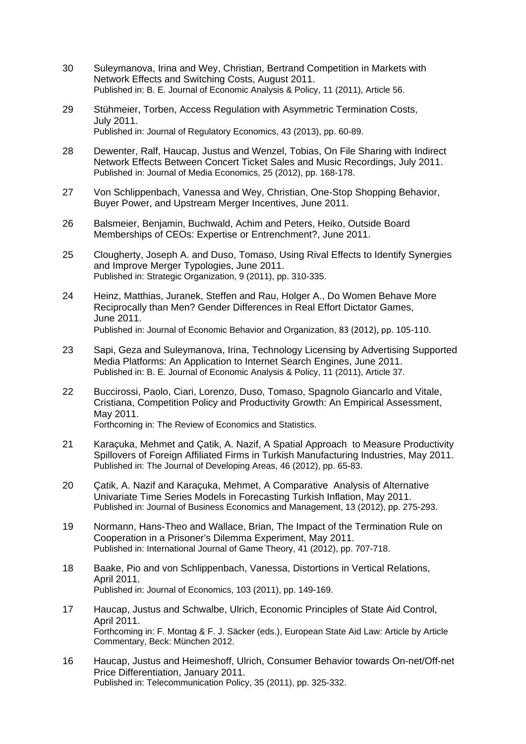30 Suleymanova, Irina and Wey, Christian, Bertrand Competition in Markets with Network Effects and Switching Costs, August 2011.
Published in: B. E. Journal of Economic Analysis & Policy, 11 (2011), Article 56.

29 Stühmeier, Torben, Access Regulation with Asymmetric Termination Costs, July 2011.
Published in: Journal of Regulatory Economics, 43 (2013), pp. 60-89.

28 Dewenter, Ralf, Haucap, Justus and Wenzel, Tobias, On File Sharing with Indirect Network Effects Between Concert Ticket Sales and Music Recordings, July 2011.
Published in: Journal of Media Economics, 25 (2012), pp. 168-178.

27 Von Schlippenbach, Vanessa and Wey, Christian, One-Stop Shopping Behavior, Buyer Power, and Upstream Merger Incentives, June 2011.

26 Balsmeier, Benjamin, Buchwald, Achim and Peters, Heiko, Outside Board Memberships of CEOs: Expertise or Entrenchment?, June 2011.

25 Clougherty, Joseph A. and Duso, Tomaso, Using Rival Effects to Identify Synergies and Improve Merger Typologies, June 2011.
Published in: Strategic Organization, 9 (2011), pp. 310-335.

24 Heinz, Matthias, Juranek, Steffen and Rau, Holger A., Do Women Behave More Reciprocally than Men? Gender Differences in Real Effort Dictator Games, June 2011.
Published in: Journal of Economic Behavior and Organization, 83 (2012), pp. 105-110.

23 Sapi, Geza and Suleymanova, Irina, Technology Licensing by Advertising Supported Media Platforms: An Application to Internet Search Engines, June 2011.
Published in: B. E. Journal of Economic Analysis & Policy, 11 (2011), Article 37.

22 Buccirossi, Paolo, Ciari, Lorenzo, Duso, Tomaso, Spagnolo Giancarlo and Vitale, Cristiana, Competition Policy and Productivity Growth: An Empirical Assessment, May 2011.
Forthcoming in: The Review of Economics and Statistics.

21 Karaçuka, Mehmet and Çatik, A. Nazif, A Spatial Approach to Measure Productivity Spillovers of Foreign Affiliated Firms in Turkish Manufacturing Industries, May 2011.
Published in: The Journal of Developing Areas, 46 (2012), pp. 65-83.

20 Çatik, A. Nazif and Karaçuka, Mehmet, A Comparative Analysis of Alternative Univariate Time Series Models in Forecasting Turkish Inflation, May 2011.
Published in: Journal of Business Economics and Management, 13 (2012), pp. 275-293.

19 Normann, Hans-Theo and Wallace, Brian, The Impact of the Termination Rule on Cooperation in a Prisoner's Dilemma Experiment, May 2011.
Published in: International Journal of Game Theory, 41 (2012), pp. 707-718.

18 Baake, Pio and von Schlippenbach, Vanessa, Distortions in Vertical Relations, April 2011.
Published in: Journal of Economics, 103 (2011), pp. 149-169.

17 Haucap, Justus and Schwalbe, Ulrich, Economic Principles of State Aid Control, April 2011.
Forthcoming in: F. Montag & F. J. Säcker (eds.), European State Aid Law: Article by Article Commentary, Beck: München 2012.

16 Haucap, Justus and Heimeshoff, Ulrich, Consumer Behavior towards On-net/Off-net Price Differentiation, January 2011.
Published in: Telecommunication Policy, 35 (2011), pp. 325-332.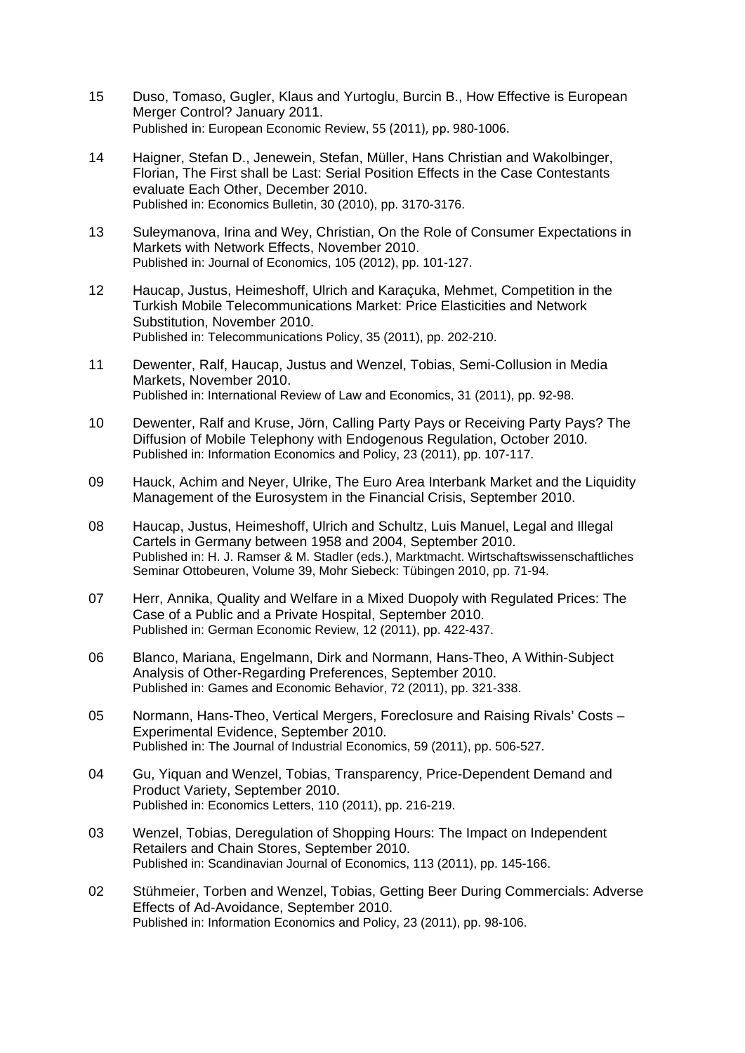15 Duso, Tomaso, Gugler, Klaus and Yurtoglu, Burcin B., How Effective is European Merger Control? January 2011.
Published in: European Economic Review, 55 (2011), pp. 980-1006.

14 Haigner, Stefan D., Jenewein, Stefan, Müller, Hans Christian and Wakolbinger, Florian, The First shall be Last: Serial Position Effects in the Case Contestants evaluate Each Other, December 2010.
Published in: Economics Bulletin, 30 (2010), pp. 3170-3176.

13 Suleymanova, Irina and Wey, Christian, On the Role of Consumer Expectations in Markets with Network Effects, November 2010.
Published in: Journal of Economics, 105 (2012), pp. 101-127.

12 Haucap, Justus, Heimeshoff, Ulrich and Karaçuka, Mehmet, Competition in the Turkish Mobile Telecommunications Market: Price Elasticities and Network Substitution, November 2010.
Published in: Telecommunications Policy, 35 (2011), pp. 202-210.

11 Dewenter, Ralf, Haucap, Justus and Wenzel, Tobias, Semi-Collusion in Media Markets, November 2010.
Published in: International Review of Law and Economics, 31 (2011), pp. 92-98.

10 Dewenter, Ralf and Kruse, Jörn, Calling Party Pays or Receiving Party Pays? The Diffusion of Mobile Telephony with Endogenous Regulation, October 2010.
Published in: Information Economics and Policy, 23 (2011), pp. 107-117.

09 Hauck, Achim and Neyer, Ulrike, The Euro Area Interbank Market and the Liquidity Management of the Eurosystem in the Financial Crisis, September 2010.

08 Haucap, Justus, Heimeshoff, Ulrich and Schultz, Luis Manuel, Legal and Illegal Cartels in Germany between 1958 and 2004, September 2010.
Published in: H. J. Ramser & M. Stadler (eds.), Marktmacht. Wirtschaftswissenschaftliches Seminar Ottobeuren, Volume 39, Mohr Siebeck: Tübingen 2010, pp. 71-94.

07 Herr, Annika, Quality and Welfare in a Mixed Duopoly with Regulated Prices: The Case of a Public and a Private Hospital, September 2010.
Published in: German Economic Review, 12 (2011), pp. 422-437.

06 Blanco, Mariana, Engelmann, Dirk and Normann, Hans-Theo, A Within-Subject Analysis of Other-Regarding Preferences, September 2010.
Published in: Games and Economic Behavior, 72 (2011), pp. 321-338.

05 Normann, Hans-Theo, Vertical Mergers, Foreclosure and Raising Rivals' Costs – Experimental Evidence, September 2010.
Published in: The Journal of Industrial Economics, 59 (2011), pp. 506-527.

04 Gu, Yiquan and Wenzel, Tobias, Transparency, Price-Dependent Demand and Product Variety, September 2010.
Published in: Economics Letters, 110 (2011), pp. 216-219.

03 Wenzel, Tobias, Deregulation of Shopping Hours: The Impact on Independent Retailers and Chain Stores, September 2010.
Published in: Scandinavian Journal of Economics, 113 (2011), pp. 145-166.

02 Stühmeier, Torben and Wenzel, Tobias, Getting Beer During Commercials: Adverse Effects of Ad-Avoidance, September 2010.
Published in: Information Economics and Policy, 23 (2011), pp. 98-106.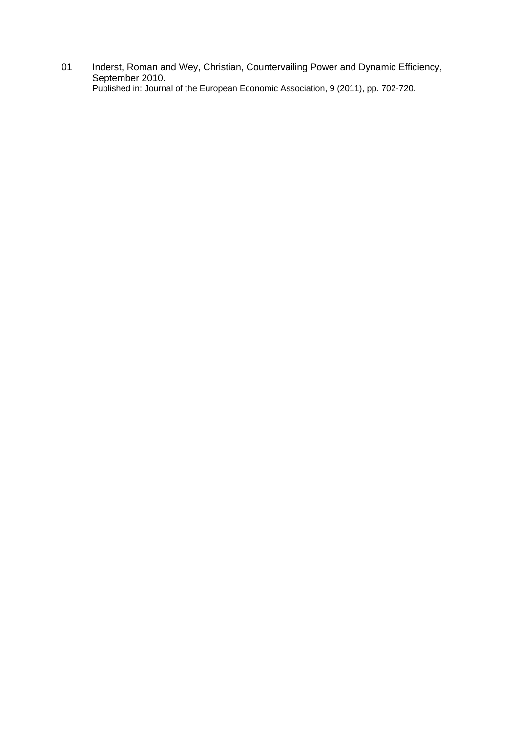01 Inderst, Roman and Wey, Christian, Countervailing Power and Dynamic Efficiency, September 2010.
Published in: Journal of the European Economic Association, 9 (2011), pp. 702-720.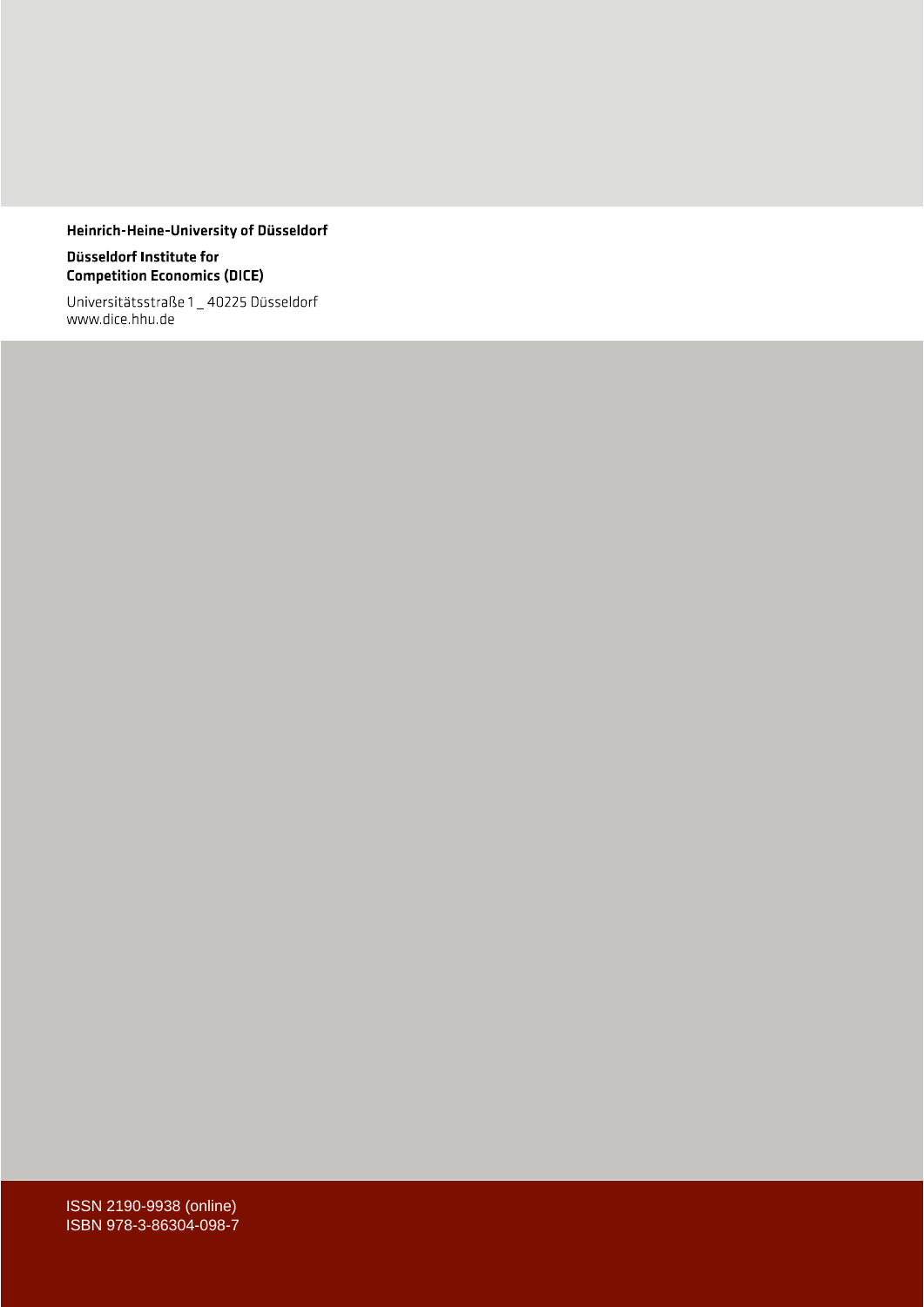**Heinrich-Heine-University of Düsseldorf**

**Düsseldorf Institute for Competition Economics (DICE)**

Universitätsstraße 1 _ 40225 Düsseldorf
www.dice.hhu.de

ISSN 2190-9938 (online)
ISBN 978-3-86304-098-7